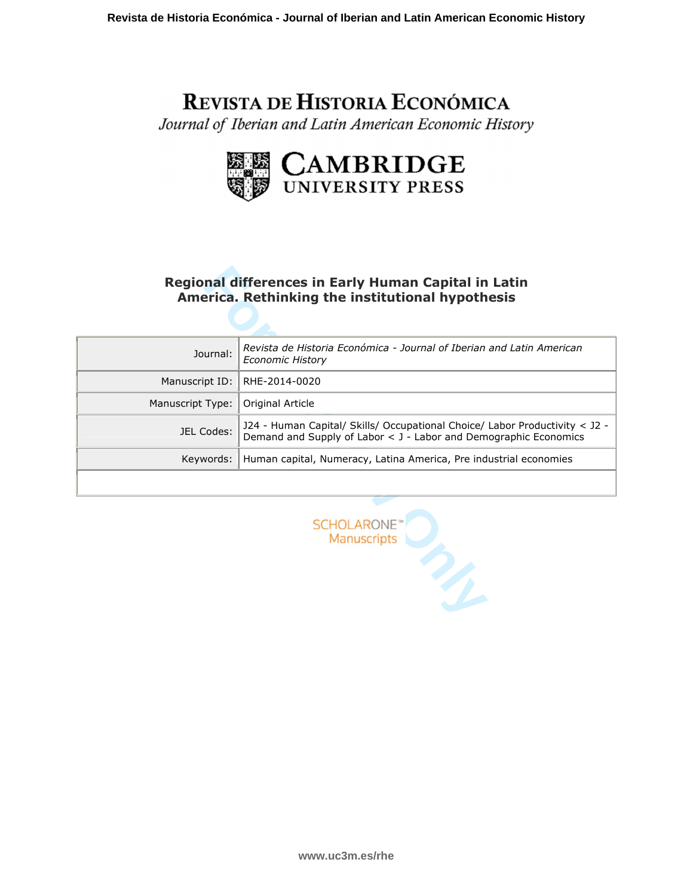# REVISTA DE HISTORIA ECONÓMICA

*Journal of Iberian and Latin American Economic History*

CAMBRIDGE UNIVERSITY PRESS

## Regional differences in Early Human Capital in Latin America. Rethinking the institutional hypothesis

| | |
|---|---|
| Journal: | *Revista de Historia Económica - Journal of Iberian and Latin American Economic History* |
| Manuscript ID: | RHE-2014-0020 |
| Manuscript Type: | Original Article |
| JEL Codes: | J24 - Human Capital/ Skills/ Occupational Choice/ Labor Productivity < J2 - Demand and Supply of Labor < J - Labor and Demographic Economics |
| Keywords: | Human capital, Numeracy, Latina America, Pre industrial economies |

SCHOLARONE™ Manuscripts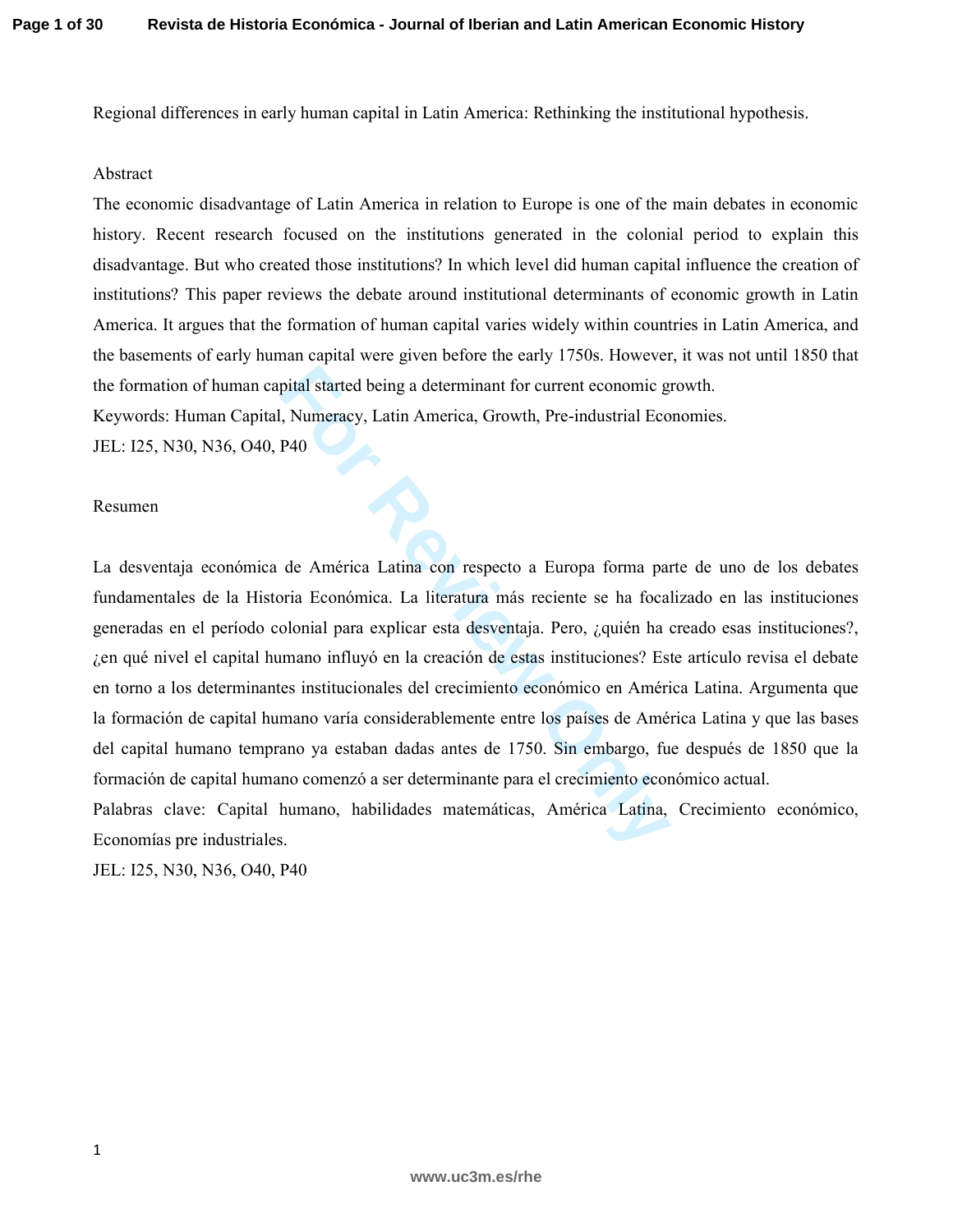Regional differences in early human capital in Latin America: Rethinking the institutional hypothesis.

Abstract

The economic disadvantage of Latin America in relation to Europe is one of the main debates in economic history. Recent research focused on the institutions generated in the colonial period to explain this disadvantage. But who created those institutions? In which level did human capital influence the creation of institutions? This paper reviews the debate around institutional determinants of economic growth in Latin America. It argues that the formation of human capital varies widely within countries in Latin America, and the basements of early human capital were given before the early 1750s. However, it was not until 1850 that the formation of human capital started being a determinant for current economic growth.

Keywords: Human Capital, Numeracy, Latin America, Growth, Pre-industrial Economies.

JEL: I25, N30, N36, O40, P40

Resumen

La desventaja económica de América Latina con respecto a Europa forma parte de uno de los debates fundamentales de la Historia Económica. La literatura más reciente se ha focalizado en las instituciones generadas en el período colonial para explicar esta desventaja. Pero, ¿quién ha creado esas instituciones?, ¿en qué nivel el capital humano influyó en la creación de estas instituciones? Este artículo revisa el debate en torno a los determinantes institucionales del crecimiento económico en América Latina. Argumenta que la formación de capital humano varía considerablemente entre los países de América Latina y que las bases del capital humano temprano ya estaban dadas antes de 1750. Sin embargo, fue después de 1850 que la formación de capital humano comenzó a ser determinante para el crecimiento económico actual.

Palabras clave: Capital humano, habilidades matemáticas, América Latina, Crecimiento económico, Economías pre industriales.

JEL: I25, N30, N36, O40, P40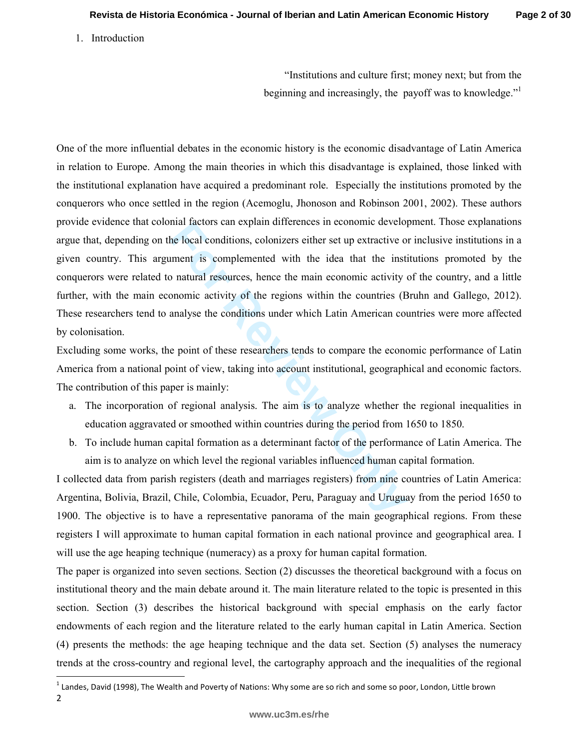1. Introduction

> "Institutions and culture first; money next; but from the beginning and increasingly, the payoff was to knowledge."[1]

One of the more influential debates in the economic history is the economic disadvantage of Latin America in relation to Europe. Among the main theories in which this disadvantage is explained, those linked with the institutional explanation have acquired a predominant role. Especially the institutions promoted by the conquerors who once settled in the region (Acemoglu, Jhonoson and Robinson 2001, 2002). These authors provide evidence that colonial factors can explain differences in economic development. Those explanations argue that, depending on the local conditions, colonizers either set up extractive or inclusive institutions in a given country. This argument is complemented with the idea that the institutions promoted by the conquerors were related to natural resources, hence the main economic activity of the country, and a little further, with the main economic activity of the regions within the countries (Bruhn and Gallego, 2012). These researchers tend to analyse the conditions under which Latin American countries were more affected by colonisation.

Excluding some works, the point of these researchers tends to compare the economic performance of Latin America from a national point of view, taking into account institutional, geographical and economic factors. The contribution of this paper is mainly:

a. The incorporation of regional analysis. The aim is to analyze whether the regional inequalities in education aggravated or smoothed within countries during the period from 1650 to 1850.
b. To include human capital formation as a determinant factor of the performance of Latin America. The aim is to analyze on which level the regional variables influenced human capital formation.

I collected data from parish registers (death and marriages registers) from nine countries of Latin America: Argentina, Bolivia, Brazil, Chile, Colombia, Ecuador, Peru, Paraguay and Uruguay from the period 1650 to 1900. The objective is to have a representative panorama of the main geographical regions. From these registers I will approximate to human capital formation in each national province and geographical area. I will use the age heaping technique (numeracy) as a proxy for human capital formation.

The paper is organized into seven sections. Section (2) discusses the theoretical background with a focus on institutional theory and the main debate around it. The main literature related to the topic is presented in this section. Section (3) describes the historical background with special emphasis on the early factor endowments of each region and the literature related to the early human capital in Latin America. Section (4) presents the methods: the age heaping technique and the data set. Section (5) analyses the numeracy trends at the cross-country and regional level, the cartography approach and the inequalities of the regional

[1] Landes, David (1998), The Wealth and Poverty of Nations: Why some are so rich and some so poor, London, Little brown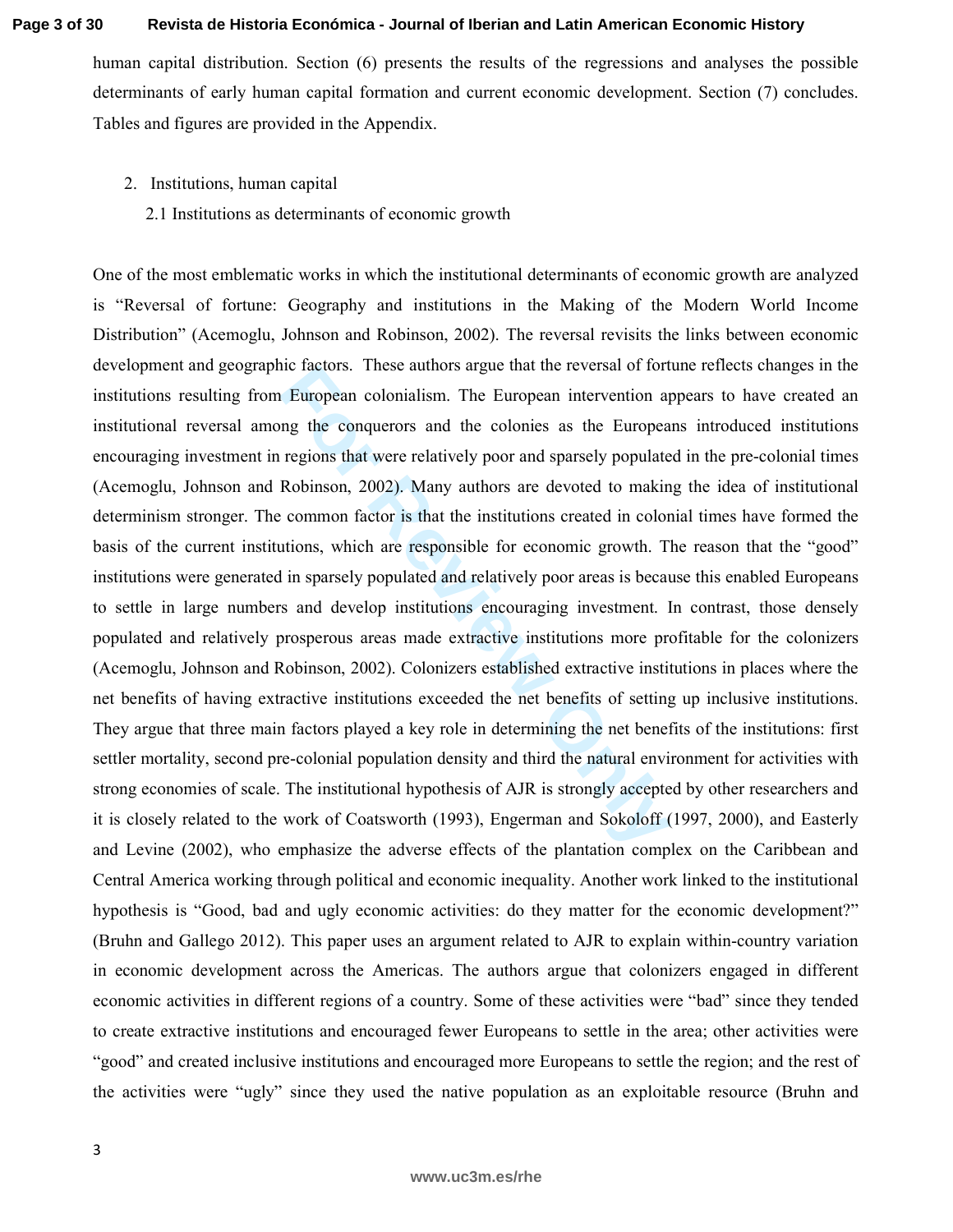human capital distribution. Section (6) presents the results of the regressions and analyses the possible determinants of early human capital formation and current economic development. Section (7) concludes. Tables and figures are provided in the Appendix.

2. Institutions, human capital

   2.1 Institutions as determinants of economic growth

One of the most emblematic works in which the institutional determinants of economic growth are analyzed is "Reversal of fortune: Geography and institutions in the Making of the Modern World Income Distribution" (Acemoglu, Johnson and Robinson, 2002). The reversal revisits the links between economic development and geographic factors. These authors argue that the reversal of fortune reflects changes in the institutions resulting from European colonialism. The European intervention appears to have created an institutional reversal among the conquerors and the colonies as the Europeans introduced institutions encouraging investment in regions that were relatively poor and sparsely populated in the pre-colonial times (Acemoglu, Johnson and Robinson, 2002). Many authors are devoted to making the idea of institutional determinism stronger. The common factor is that the institutions created in colonial times have formed the basis of the current institutions, which are responsible for economic growth. The reason that the "good" institutions were generated in sparsely populated and relatively poor areas is because this enabled Europeans to settle in large numbers and develop institutions encouraging investment. In contrast, those densely populated and relatively prosperous areas made extractive institutions more profitable for the colonizers (Acemoglu, Johnson and Robinson, 2002). Colonizers established extractive institutions in places where the net benefits of having extractive institutions exceeded the net benefits of setting up inclusive institutions. They argue that three main factors played a key role in determining the net benefits of the institutions: first settler mortality, second pre-colonial population density and third the natural environment for activities with strong economies of scale. The institutional hypothesis of AJR is strongly accepted by other researchers and it is closely related to the work of Coatsworth (1993), Engerman and Sokoloff (1997, 2000), and Easterly and Levine (2002), who emphasize the adverse effects of the plantation complex on the Caribbean and Central America working through political and economic inequality. Another work linked to the institutional hypothesis is "Good, bad and ugly economic activities: do they matter for the economic development?" (Bruhn and Gallego 2012). This paper uses an argument related to AJR to explain within-country variation in economic development across the Americas. The authors argue that colonizers engaged in different economic activities in different regions of a country. Some of these activities were "bad" since they tended to create extractive institutions and encouraged fewer Europeans to settle in the area; other activities were "good" and created inclusive institutions and encouraged more Europeans to settle the region; and the rest of the activities were "ugly" since they used the native population as an exploitable resource (Bruhn and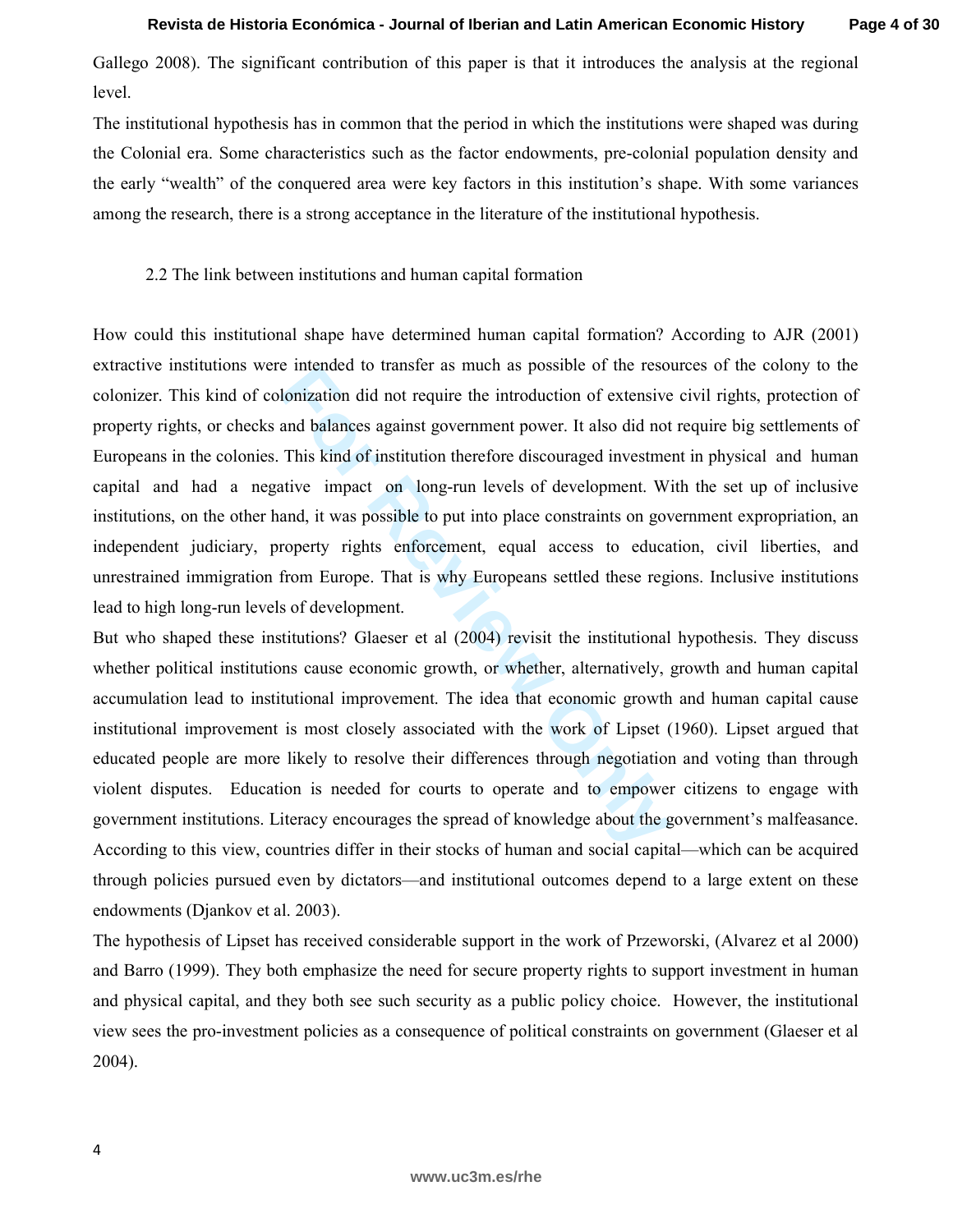Gallego 2008). The significant contribution of this paper is that it introduces the analysis at the regional level.

The institutional hypothesis has in common that the period in which the institutions were shaped was during the Colonial era. Some characteristics such as the factor endowments, pre-colonial population density and the early "wealth" of the conquered area were key factors in this institution's shape. With some variances among the research, there is a strong acceptance in the literature of the institutional hypothesis.

### 2.2 The link between institutions and human capital formation

How could this institutional shape have determined human capital formation? According to AJR (2001) extractive institutions were intended to transfer as much as possible of the resources of the colony to the colonizer. This kind of colonization did not require the introduction of extensive civil rights, protection of property rights, or checks and balances against government power. It also did not require big settlements of Europeans in the colonies. This kind of institution therefore discouraged investment in physical and human capital and had a negative impact on long-run levels of development. With the set up of inclusive institutions, on the other hand, it was possible to put into place constraints on government expropriation, an independent judiciary, property rights enforcement, equal access to education, civil liberties, and unrestrained immigration from Europe. That is why Europeans settled these regions. Inclusive institutions lead to high long-run levels of development.

But who shaped these institutions? Glaeser et al (2004) revisit the institutional hypothesis. They discuss whether political institutions cause economic growth, or whether, alternatively, growth and human capital accumulation lead to institutional improvement. The idea that economic growth and human capital cause institutional improvement is most closely associated with the work of Lipset (1960). Lipset argued that educated people are more likely to resolve their differences through negotiation and voting than through violent disputes. Education is needed for courts to operate and to empower citizens to engage with government institutions. Literacy encourages the spread of knowledge about the government's malfeasance. According to this view, countries differ in their stocks of human and social capital—which can be acquired through policies pursued even by dictators—and institutional outcomes depend to a large extent on these endowments (Djankov et al. 2003).

The hypothesis of Lipset has received considerable support in the work of Przeworski, (Alvarez et al 2000) and Barro (1999). They both emphasize the need for secure property rights to support investment in human and physical capital, and they both see such security as a public policy choice. However, the institutional view sees the pro-investment policies as a consequence of political constraints on government (Glaeser et al 2004).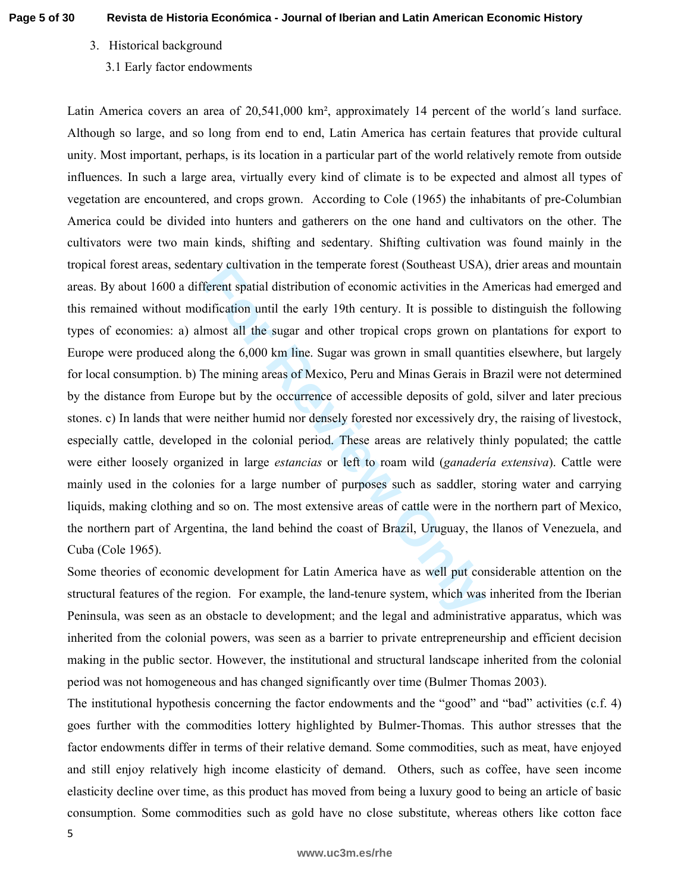3. Historical background

3.1 Early factor endowments

Latin America covers an area of 20,541,000 km², approximately 14 percent of the world´s land surface. Although so large, and so long from end to end, Latin America has certain features that provide cultural unity. Most important, perhaps, is its location in a particular part of the world relatively remote from outside influences. In such a large area, virtually every kind of climate is to be expected and almost all types of vegetation are encountered, and crops grown. According to Cole (1965) the inhabitants of pre-Columbian America could be divided into hunters and gatherers on the one hand and cultivators on the other. The cultivators were two main kinds, shifting and sedentary. Shifting cultivation was found mainly in the tropical forest areas, sedentary cultivation in the temperate forest (Southeast USA), drier areas and mountain areas. By about 1600 a different spatial distribution of economic activities in the Americas had emerged and this remained without modification until the early 19th century. It is possible to distinguish the following types of economies: a) almost all the sugar and other tropical crops grown on plantations for export to Europe were produced along the 6,000 km line. Sugar was grown in small quantities elsewhere, but largely for local consumption. b) The mining areas of Mexico, Peru and Minas Gerais in Brazil were not determined by the distance from Europe but by the occurrence of accessible deposits of gold, silver and later precious stones. c) In lands that were neither humid nor densely forested nor excessively dry, the raising of livestock, especially cattle, developed in the colonial period. These areas are relatively thinly populated; the cattle were either loosely organized in large *estancias* or left to roam wild (*ganadería extensiva*). Cattle were mainly used in the colonies for a large number of purposes such as saddler, storing water and carrying liquids, making clothing and so on. The most extensive areas of cattle were in the northern part of Mexico, the northern part of Argentina, the land behind the coast of Brazil, Uruguay, the llanos of Venezuela, and Cuba (Cole 1965).

Some theories of economic development for Latin America have as well put considerable attention on the structural features of the region. For example, the land-tenure system, which was inherited from the Iberian Peninsula, was seen as an obstacle to development; and the legal and administrative apparatus, which was inherited from the colonial powers, was seen as a barrier to private entrepreneurship and efficient decision making in the public sector. However, the institutional and structural landscape inherited from the colonial period was not homogeneous and has changed significantly over time (Bulmer Thomas 2003).

The institutional hypothesis concerning the factor endowments and the "good" and "bad" activities (c.f. 4) goes further with the commodities lottery highlighted by Bulmer-Thomas. This author stresses that the factor endowments differ in terms of their relative demand. Some commodities, such as meat, have enjoyed and still enjoy relatively high income elasticity of demand. Others, such as coffee, have seen income elasticity decline over time, as this product has moved from being a luxury good to being an article of basic consumption. Some commodities such as gold have no close substitute, whereas others like cotton face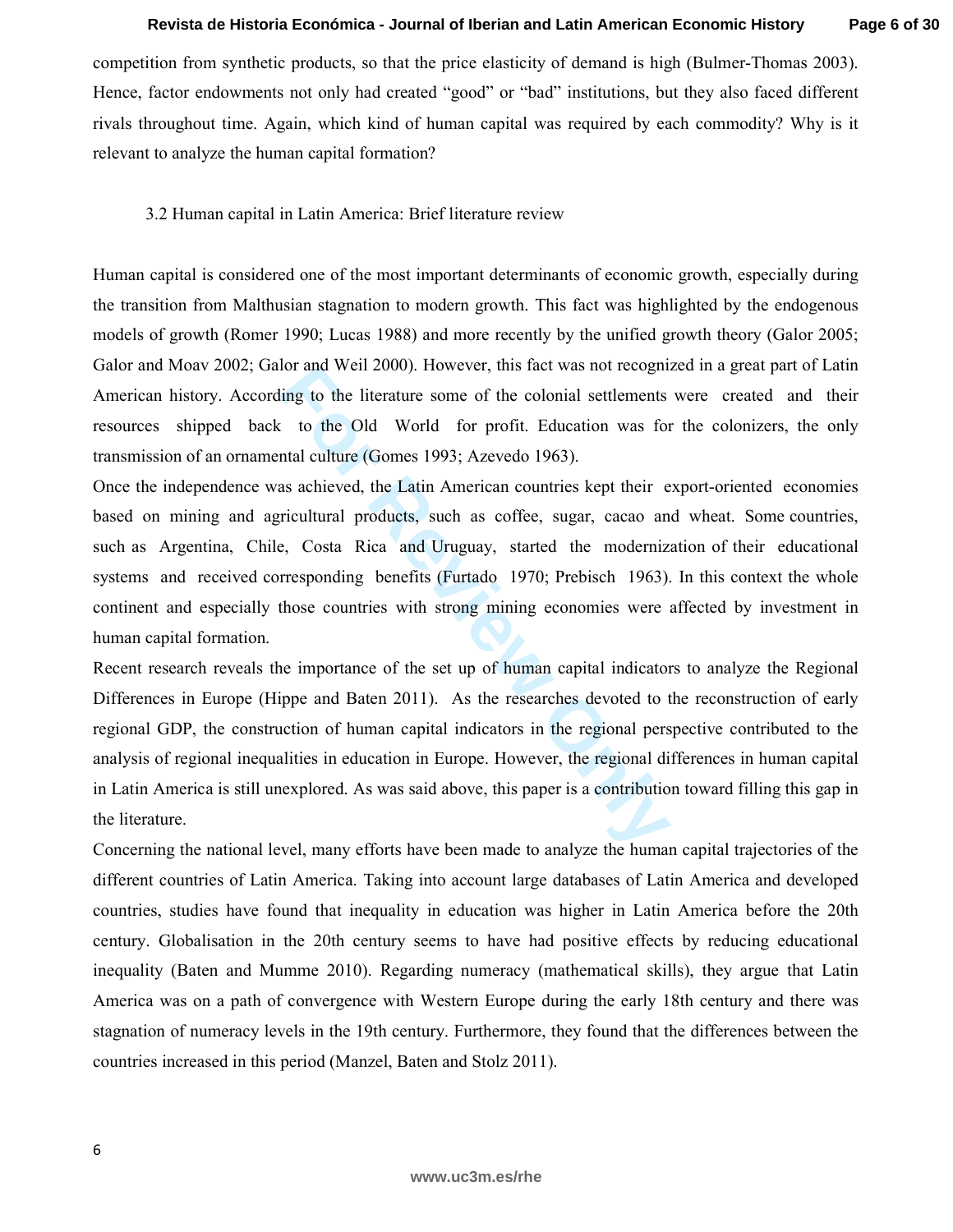competition from synthetic products, so that the price elasticity of demand is high (Bulmer-Thomas 2003). Hence, factor endowments not only had created "good" or "bad" institutions, but they also faced different rivals throughout time. Again, which kind of human capital was required by each commodity? Why is it relevant to analyze the human capital formation?

### 3.2 Human capital in Latin America: Brief literature review

Human capital is considered one of the most important determinants of economic growth, especially during the transition from Malthusian stagnation to modern growth. This fact was highlighted by the endogenous models of growth (Romer 1990; Lucas 1988) and more recently by the unified growth theory (Galor 2005; Galor and Moav 2002; Galor and Weil 2000). However, this fact was not recognized in a great part of Latin American history. According to the literature some of the colonial settlements were created and their resources shipped back to the Old World for profit. Education was for the colonizers, the only transmission of an ornamental culture (Gomes 1993; Azevedo 1963).

Once the independence was achieved, the Latin American countries kept their export-oriented economies based on mining and agricultural products, such as coffee, sugar, cacao and wheat. Some countries, such as Argentina, Chile, Costa Rica and Uruguay, started the modernization of their educational systems and received corresponding benefits (Furtado 1970; Prebisch 1963). In this context the whole continent and especially those countries with strong mining economies were affected by investment in human capital formation.

Recent research reveals the importance of the set up of human capital indicators to analyze the Regional Differences in Europe (Hippe and Baten 2011). As the researches devoted to the reconstruction of early regional GDP, the construction of human capital indicators in the regional perspective contributed to the analysis of regional inequalities in education in Europe. However, the regional differences in human capital in Latin America is still unexplored. As was said above, this paper is a contribution toward filling this gap in the literature.

Concerning the national level, many efforts have been made to analyze the human capital trajectories of the different countries of Latin America. Taking into account large databases of Latin America and developed countries, studies have found that inequality in education was higher in Latin America before the 20th century. Globalisation in the 20th century seems to have had positive effects by reducing educational inequality (Baten and Mumme 2010). Regarding numeracy (mathematical skills), they argue that Latin America was on a path of convergence with Western Europe during the early 18th century and there was stagnation of numeracy levels in the 19th century. Furthermore, they found that the differences between the countries increased in this period (Manzel, Baten and Stolz 2011).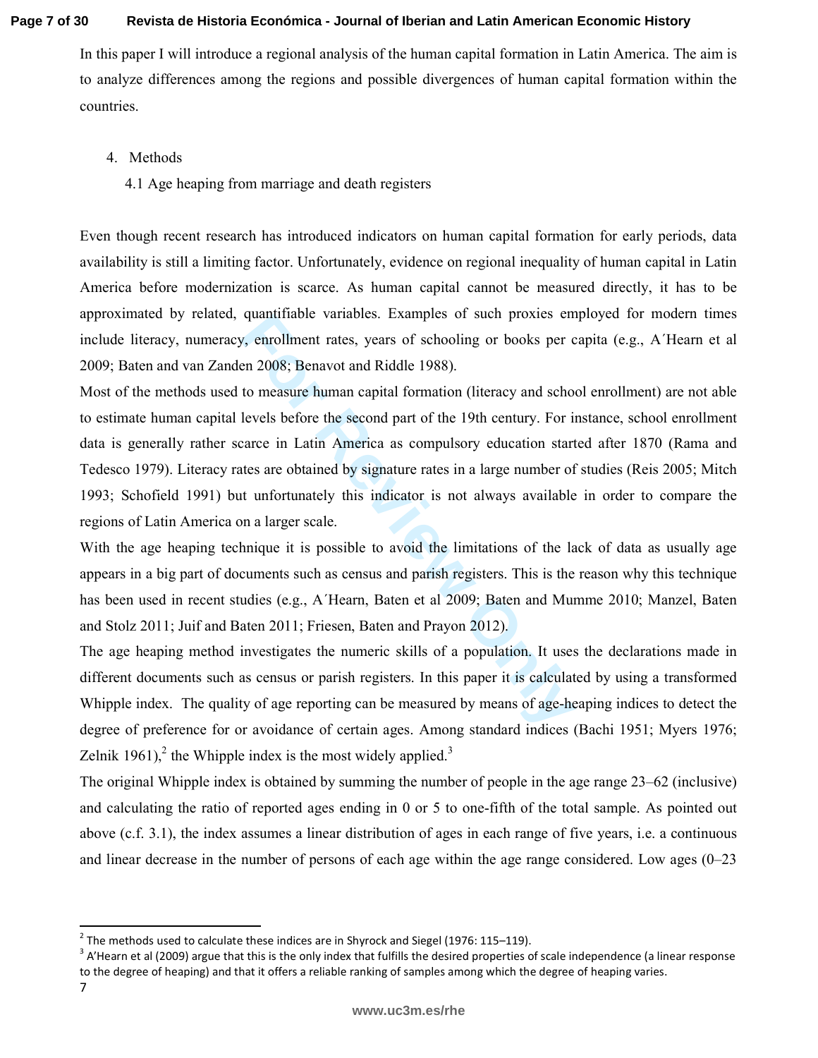In this paper I will introduce a regional analysis of the human capital formation in Latin America. The aim is to analyze differences among the regions and possible divergences of human capital formation within the countries.

4. Methods

## 4.1 Age heaping from marriage and death registers

Even though recent research has introduced indicators on human capital formation for early periods, data availability is still a limiting factor. Unfortunately, evidence on regional inequality of human capital in Latin America before modernization is scarce. As human capital cannot be measured directly, it has to be approximated by related, quantifiable variables. Examples of such proxies employed for modern times include literacy, numeracy, enrollment rates, years of schooling or books per capita (e.g., A´Hearn et al 2009; Baten and van Zanden 2008; Benavot and Riddle 1988).

Most of the methods used to measure human capital formation (literacy and school enrollment) are not able to estimate human capital levels before the second part of the 19th century. For instance, school enrollment data is generally rather scarce in Latin America as compulsory education started after 1870 (Rama and Tedesco 1979). Literacy rates are obtained by signature rates in a large number of studies (Reis 2005; Mitch 1993; Schofield 1991) but unfortunately this indicator is not always available in order to compare the regions of Latin America on a larger scale.

With the age heaping technique it is possible to avoid the limitations of the lack of data as usually age appears in a big part of documents such as census and parish registers. This is the reason why this technique has been used in recent studies (e.g., A´Hearn, Baten et al 2009; Baten and Mumme 2010; Manzel, Baten and Stolz 2011; Juif and Baten 2011; Friesen, Baten and Prayon 2012).

The age heaping method investigates the numeric skills of a population. It uses the declarations made in different documents such as census or parish registers. In this paper it is calculated by using a transformed Whipple index. The quality of age reporting can be measured by means of age-heaping indices to detect the degree of preference for or avoidance of certain ages. Among standard indices (Bachi 1951; Myers 1976; Zelnik 1961),[2] the Whipple index is the most widely applied.[3]

The original Whipple index is obtained by summing the number of people in the age range 23–62 (inclusive) and calculating the ratio of reported ages ending in 0 or 5 to one-fifth of the total sample. As pointed out above (c.f. 3.1), the index assumes a linear distribution of ages in each range of five years, i.e. a continuous and linear decrease in the number of persons of each age within the age range considered. Low ages (0–23

[2] The methods used to calculate these indices are in Shyrock and Siegel (1976: 115–119).

[3] A'Hearn et al (2009) argue that this is the only index that fulfills the desired properties of scale independence (a linear response to the degree of heaping) and that it offers a reliable ranking of samples among which the degree of heaping varies.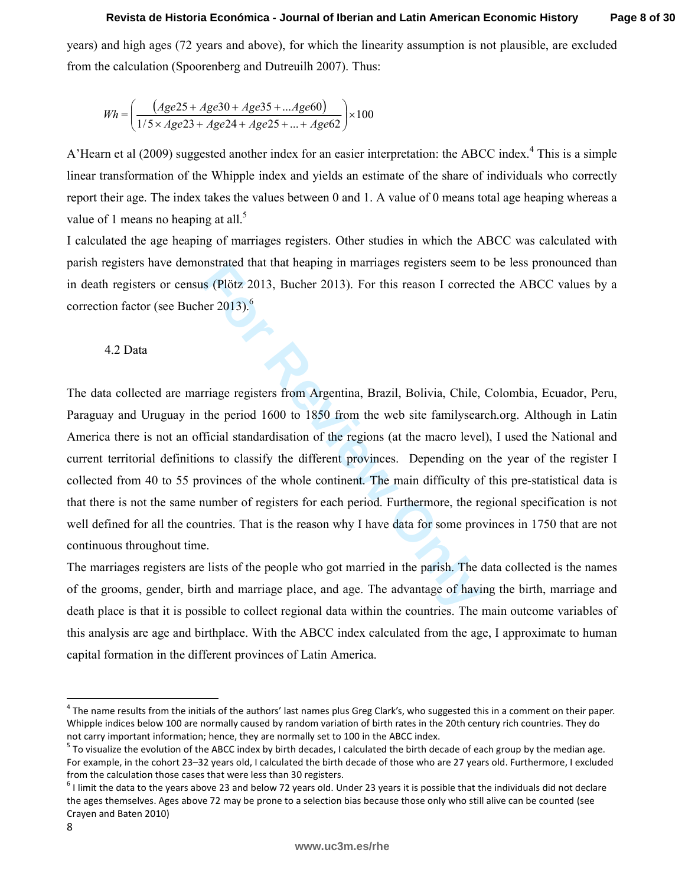years) and high ages (72 years and above), for which the linearity assumption is not plausible, are excluded from the calculation (Spoorenberg and Dutreuilh 2007). Thus:

$$Wh = \left( \frac{(Age25 + Age30 + Age35 + ...Age60)}{1/5 \times Age23 + Age24 + Age25 + ... + Age62} \right) \times 100$$

A'Hearn et al (2009) suggested another index for an easier interpretation: the ABCC index.[4] This is a simple linear transformation of the Whipple index and yields an estimate of the share of individuals who correctly report their age. The index takes the values between 0 and 1. A value of 0 means total age heaping whereas a value of 1 means no heaping at all.[5]

I calculated the age heaping of marriages registers. Other studies in which the ABCC was calculated with parish registers have demonstrated that that heaping in marriages registers seem to be less pronounced than in death registers or census (Plötz 2013, Bucher 2013). For this reason I corrected the ABCC values by a correction factor (see Bucher 2013).[6]

### 4.2 Data

The data collected are marriage registers from Argentina, Brazil, Bolivia, Chile, Colombia, Ecuador, Peru, Paraguay and Uruguay in the period 1600 to 1850 from the web site familysearch.org. Although in Latin America there is not an official standardisation of the regions (at the macro level), I used the National and current territorial definitions to classify the different provinces. Depending on the year of the register I collected from 40 to 55 provinces of the whole continent. The main difficulty of this pre-statistical data is that there is not the same number of registers for each period. Furthermore, the regional specification is not well defined for all the countries. That is the reason why I have data for some provinces in 1750 that are not continuous throughout time.

The marriages registers are lists of the people who got married in the parish. The data collected is the names of the grooms, gender, birth and marriage place, and age. The advantage of having the birth, marriage and death place is that it is possible to collect regional data within the countries. The main outcome variables of this analysis are age and birthplace. With the ABCC index calculated from the age, I approximate to human capital formation in the different provinces of Latin America.

---

[4] The name results from the initials of the authors' last names plus Greg Clark's, who suggested this in a comment on their paper. Whipple indices below 100 are normally caused by random variation of birth rates in the 20th century rich countries. They do not carry important information; hence, they are normally set to 100 in the ABCC index.

[5] To visualize the evolution of the ABCC index by birth decades, I calculated the birth decade of each group by the median age. For example, in the cohort 23–32 years old, I calculated the birth decade of those who are 27 years old. Furthermore, I excluded from the calculation those cases that were less than 30 registers.

[6] I limit the data to the years above 23 and below 72 years old. Under 23 years it is possible that the individuals did not declare the ages themselves. Ages above 72 may be prone to a selection bias because those only who still alive can be counted (see Crayen and Baten 2010)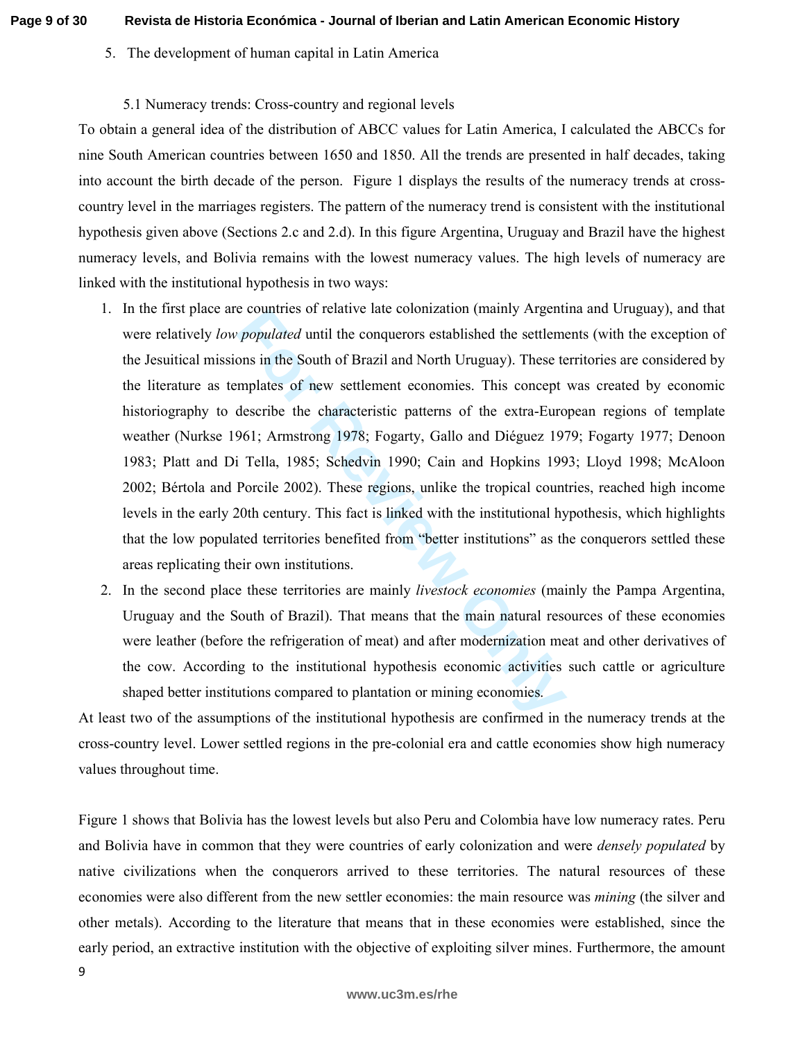5. The development of human capital in Latin America

5.1 Numeracy trends: Cross-country and regional levels

To obtain a general idea of the distribution of ABCC values for Latin America, I calculated the ABCCs for nine South American countries between 1650 and 1850. All the trends are presented in half decades, taking into account the birth decade of the person. Figure 1 displays the results of the numeracy trends at cross-country level in the marriages registers. The pattern of the numeracy trend is consistent with the institutional hypothesis given above (Sections 2.c and 2.d). In this figure Argentina, Uruguay and Brazil have the highest numeracy levels, and Bolivia remains with the lowest numeracy values. The high levels of numeracy are linked with the institutional hypothesis in two ways:

1. In the first place are countries of relative late colonization (mainly Argentina and Uruguay), and that were relatively *low populated* until the conquerors established the settlements (with the exception of the Jesuitical missions in the South of Brazil and North Uruguay). These territories are considered by the literature as templates of new settlement economies. This concept was created by economic historiography to describe the characteristic patterns of the extra-European regions of template weather (Nurkse 1961; Armstrong 1978; Fogarty, Gallo and Diéguez 1979; Fogarty 1977; Denoon 1983; Platt and Di Tella, 1985; Schedvin 1990; Cain and Hopkins 1993; Lloyd 1998; McAloon 2002; Bértola and Porcile 2002). These regions, unlike the tropical countries, reached high income levels in the early 20th century. This fact is linked with the institutional hypothesis, which highlights that the low populated territories benefited from "better institutions" as the conquerors settled these areas replicating their own institutions.
2. In the second place these territories are mainly *livestock economies* (mainly the Pampa Argentina, Uruguay and the South of Brazil). That means that the main natural resources of these economies were leather (before the refrigeration of meat) and after modernization meat and other derivatives of the cow. According to the institutional hypothesis economic activities such cattle or agriculture shaped better institutions compared to plantation or mining economies.

At least two of the assumptions of the institutional hypothesis are confirmed in the numeracy trends at the cross-country level. Lower settled regions in the pre-colonial era and cattle economies show high numeracy values throughout time.

Figure 1 shows that Bolivia has the lowest levels but also Peru and Colombia have low numeracy rates. Peru and Bolivia have in common that they were countries of early colonization and were *densely populated* by native civilizations when the conquerors arrived to these territories. The natural resources of these economies were also different from the new settler economies: the main resource was *mining* (the silver and other metals). According to the literature that means that in these economies were established, since the early period, an extractive institution with the objective of exploiting silver mines. Furthermore, the amount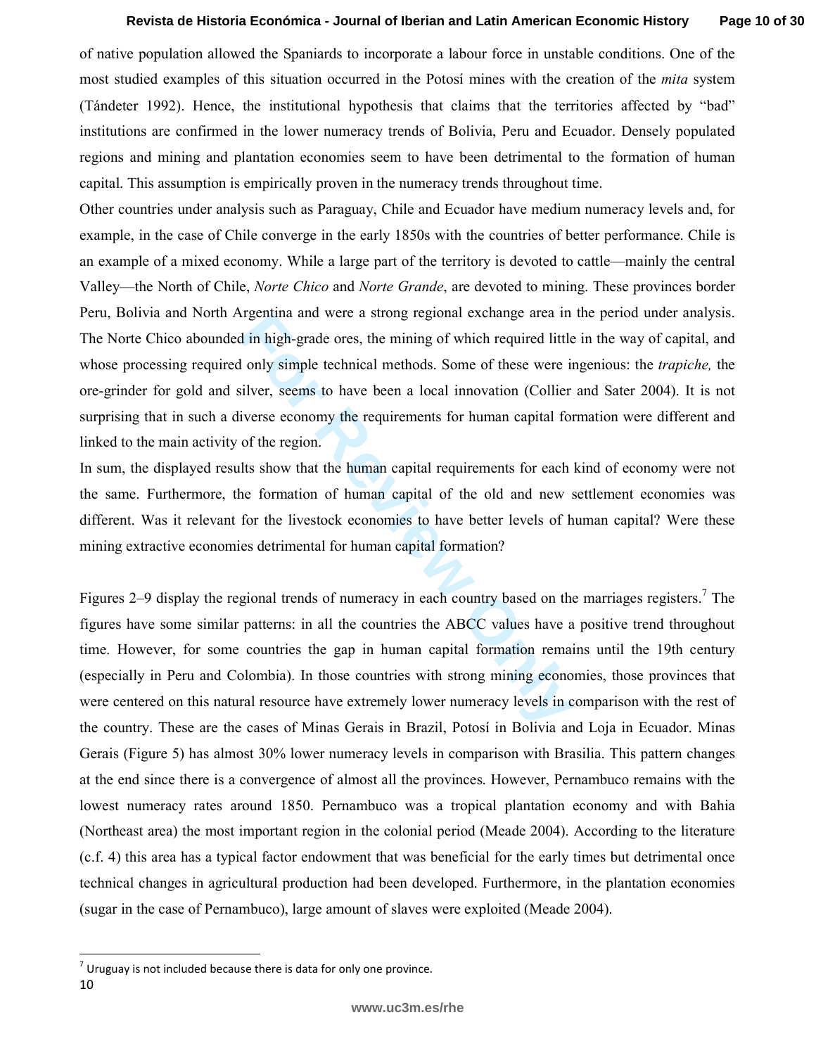of native population allowed the Spaniards to incorporate a labour force in unstable conditions. One of the most studied examples of this situation occurred in the Potosí mines with the creation of the *mita* system (Tándeter 1992). Hence, the institutional hypothesis that claims that the territories affected by "bad" institutions are confirmed in the lower numeracy trends of Bolivia, Peru and Ecuador. Densely populated regions and mining and plantation economies seem to have been detrimental to the formation of human capital. This assumption is empirically proven in the numeracy trends throughout time.

Other countries under analysis such as Paraguay, Chile and Ecuador have medium numeracy levels and, for example, in the case of Chile converge in the early 1850s with the countries of better performance. Chile is an example of a mixed economy. While a large part of the territory is devoted to cattle—mainly the central Valley—the North of Chile, *Norte Chico* and *Norte Grande*, are devoted to mining. These provinces border Peru, Bolivia and North Argentina and were a strong regional exchange area in the period under analysis. The Norte Chico abounded in high-grade ores, the mining of which required little in the way of capital, and whose processing required only simple technical methods. Some of these were ingenious: the *trapiche,* the ore-grinder for gold and silver, seems to have been a local innovation (Collier and Sater 2004). It is not surprising that in such a diverse economy the requirements for human capital formation were different and linked to the main activity of the region.

In sum, the displayed results show that the human capital requirements for each kind of economy were not the same. Furthermore, the formation of human capital of the old and new settlement economies was different. Was it relevant for the livestock economies to have better levels of human capital? Were these mining extractive economies detrimental for human capital formation?

Figures 2–9 display the regional trends of numeracy in each country based on the marriages registers.[7] The figures have some similar patterns: in all the countries the ABCC values have a positive trend throughout time. However, for some countries the gap in human capital formation remains until the 19th century (especially in Peru and Colombia). In those countries with strong mining economies, those provinces that were centered on this natural resource have extremely lower numeracy levels in comparison with the rest of the country. These are the cases of Minas Gerais in Brazil, Potosí in Bolivia and Loja in Ecuador. Minas Gerais (Figure 5) has almost 30% lower numeracy levels in comparison with Brasilia. This pattern changes at the end since there is a convergence of almost all the provinces. However, Pernambuco remains with the lowest numeracy rates around 1850. Pernambuco was a tropical plantation economy and with Bahia (Northeast area) the most important region in the colonial period (Meade 2004). According to the literature (c.f. 4) this area has a typical factor endowment that was beneficial for the early times but detrimental once technical changes in agricultural production had been developed. Furthermore, in the plantation economies (sugar in the case of Pernambuco), large amount of slaves were exploited (Meade 2004).

[7] Uruguay is not included because there is data for only one province.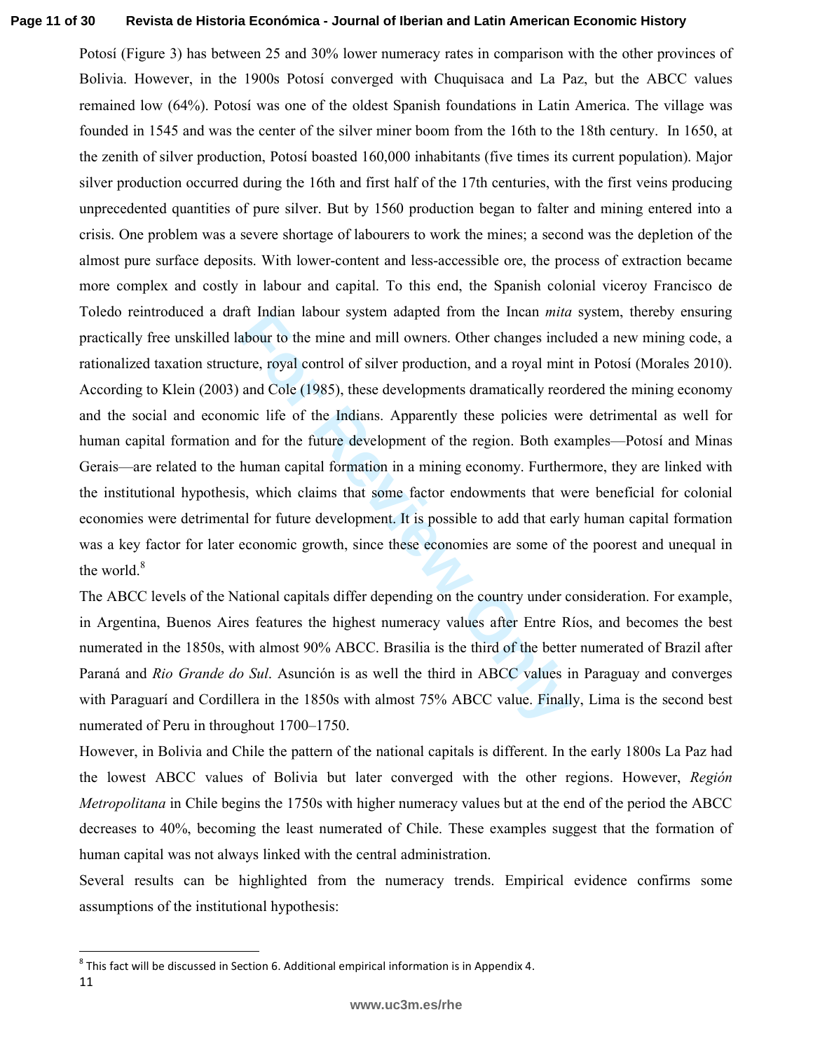Potosí (Figure 3) has between 25 and 30% lower numeracy rates in comparison with the other provinces of Bolivia. However, in the 1900s Potosí converged with Chuquisaca and La Paz, but the ABCC values remained low (64%). Potosí was one of the oldest Spanish foundations in Latin America. The village was founded in 1545 and was the center of the silver miner boom from the 16th to the 18th century. In 1650, at the zenith of silver production, Potosí boasted 160,000 inhabitants (five times its current population). Major silver production occurred during the 16th and first half of the 17th centuries, with the first veins producing unprecedented quantities of pure silver. But by 1560 production began to falter and mining entered into a crisis. One problem was a severe shortage of labourers to work the mines; a second was the depletion of the almost pure surface deposits. With lower-content and less-accessible ore, the process of extraction became more complex and costly in labour and capital. To this end, the Spanish colonial viceroy Francisco de Toledo reintroduced a draft Indian labour system adapted from the Incan *mita* system, thereby ensuring practically free unskilled labour to the mine and mill owners. Other changes included a new mining code, a rationalized taxation structure, royal control of silver production, and a royal mint in Potosí (Morales 2010). According to Klein (2003) and Cole (1985), these developments dramatically reordered the mining economy and the social and economic life of the Indians. Apparently these policies were detrimental as well for human capital formation and for the future development of the region. Both examples—Potosí and Minas Gerais—are related to the human capital formation in a mining economy. Furthermore, they are linked with the institutional hypothesis, which claims that some factor endowments that were beneficial for colonial economies were detrimental for future development. It is possible to add that early human capital formation was a key factor for later economic growth, since these economies are some of the poorest and unequal in the world.[8]

The ABCC levels of the National capitals differ depending on the country under consideration. For example, in Argentina, Buenos Aires features the highest numeracy values after Entre Ríos, and becomes the best numerated in the 1850s, with almost 90% ABCC. Brasilia is the third of the better numerated of Brazil after Paraná and *Rio Grande do Sul*. Asunción is as well the third in ABCC values in Paraguay and converges with Paraguarí and Cordillera in the 1850s with almost 75% ABCC value. Finally, Lima is the second best numerated of Peru in throughout 1700–1750.

However, in Bolivia and Chile the pattern of the national capitals is different. In the early 1800s La Paz had the lowest ABCC values of Bolivia but later converged with the other regions. However, *Región Metropolitana* in Chile begins the 1750s with higher numeracy values but at the end of the period the ABCC decreases to 40%, becoming the least numerated of Chile. These examples suggest that the formation of human capital was not always linked with the central administration.

Several results can be highlighted from the numeracy trends. Empirical evidence confirms some assumptions of the institutional hypothesis:

---

[8] This fact will be discussed in Section 6. Additional empirical information is in Appendix 4.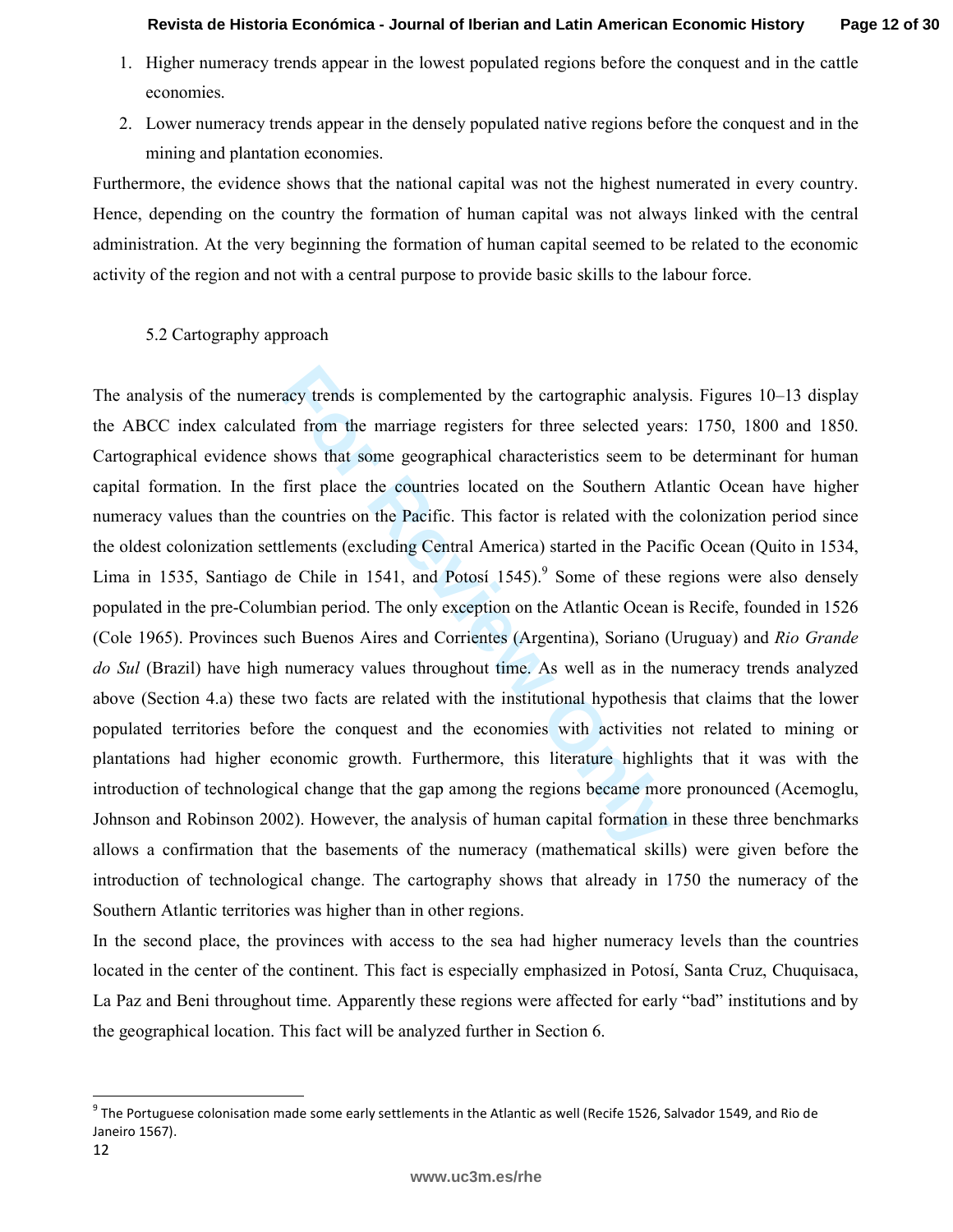1. Higher numeracy trends appear in the lowest populated regions before the conquest and in the cattle economies.
2. Lower numeracy trends appear in the densely populated native regions before the conquest and in the mining and plantation economies.

Furthermore, the evidence shows that the national capital was not the highest numerated in every country. Hence, depending on the country the formation of human capital was not always linked with the central administration. At the very beginning the formation of human capital seemed to be related to the economic activity of the region and not with a central purpose to provide basic skills to the labour force.

### 5.2 Cartography approach

The analysis of the numeracy trends is complemented by the cartographic analysis. Figures 10–13 display the ABCC index calculated from the marriage registers for three selected years: 1750, 1800 and 1850. Cartographical evidence shows that some geographical characteristics seem to be determinant for human capital formation. In the first place the countries located on the Southern Atlantic Ocean have higher numeracy values than the countries on the Pacific. This factor is related with the colonization period since the oldest colonization settlements (excluding Central America) started in the Pacific Ocean (Quito in 1534, Lima in 1535, Santiago de Chile in 1541, and Potosí 1545).[9] Some of these regions were also densely populated in the pre-Columbian period. The only exception on the Atlantic Ocean is Recife, founded in 1526 (Cole 1965). Provinces such Buenos Aires and Corrientes (Argentina), Soriano (Uruguay) and *Rio Grande do Sul* (Brazil) have high numeracy values throughout time. As well as in the numeracy trends analyzed above (Section 4.a) these two facts are related with the institutional hypothesis that claims that the lower populated territories before the conquest and the economies with activities not related to mining or plantations had higher economic growth. Furthermore, this literature highlights that it was with the introduction of technological change that the gap among the regions became more pronounced (Acemoglu, Johnson and Robinson 2002). However, the analysis of human capital formation in these three benchmarks allows a confirmation that the basements of the numeracy (mathematical skills) were given before the introduction of technological change. The cartography shows that already in 1750 the numeracy of the Southern Atlantic territories was higher than in other regions.

In the second place, the provinces with access to the sea had higher numeracy levels than the countries located in the center of the continent. This fact is especially emphasized in Potosí, Santa Cruz, Chuquisaca, La Paz and Beni throughout time. Apparently these regions were affected for early "bad" institutions and by the geographical location. This fact will be analyzed further in Section 6.

[9] The Portuguese colonisation made some early settlements in the Atlantic as well (Recife 1526, Salvador 1549, and Rio de Janeiro 1567).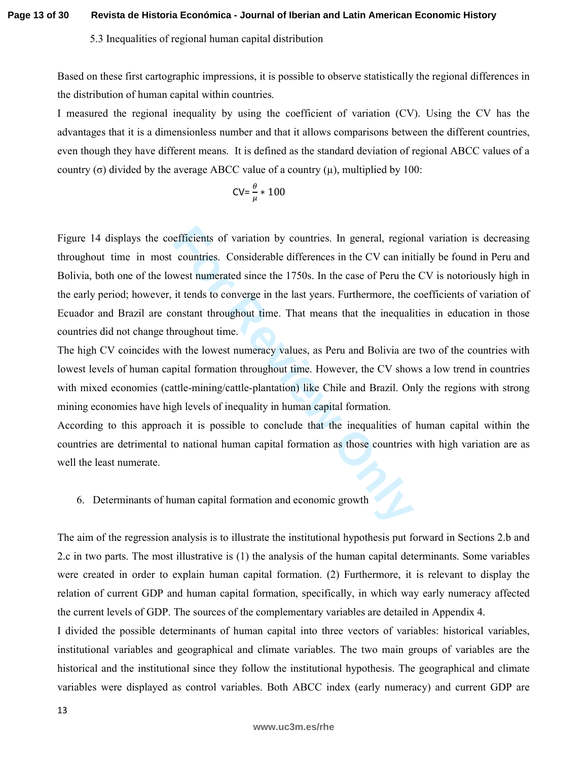### 5.3 Inequalities of regional human capital distribution

Based on these first cartographic impressions, it is possible to observe statistically the regional differences in the distribution of human capital within countries.

I measured the regional inequality by using the coefficient of variation (CV). Using the CV has the advantages that it is a dimensionless number and that it allows comparisons between the different countries, even though they have different means. It is defined as the standard deviation of regional ABCC values of a country (σ) divided by the average ABCC value of a country (μ), multiplied by 100:

$$CV = \frac{\theta}{\mu} * 100$$

Figure 14 displays the coefficients of variation by countries. In general, regional variation is decreasing throughout time in most countries. Considerable differences in the CV can initially be found in Peru and Bolivia, both one of the lowest numerated since the 1750s. In the case of Peru the CV is notoriously high in the early period; however, it tends to converge in the last years. Furthermore, the coefficients of variation of Ecuador and Brazil are constant throughout time. That means that the inequalities in education in those countries did not change throughout time.

The high CV coincides with the lowest numeracy values, as Peru and Bolivia are two of the countries with lowest levels of human capital formation throughout time. However, the CV shows a low trend in countries with mixed economies (cattle-mining/cattle-plantation) like Chile and Brazil. Only the regions with strong mining economies have high levels of inequality in human capital formation.

According to this approach it is possible to conclude that the inequalities of human capital within the countries are detrimental to national human capital formation as those countries with high variation are as well the least numerate.

## 6. Determinants of human capital formation and economic growth

The aim of the regression analysis is to illustrate the institutional hypothesis put forward in Sections 2.b and 2.c in two parts. The most illustrative is (1) the analysis of the human capital determinants. Some variables were created in order to explain human capital formation. (2) Furthermore, it is relevant to display the relation of current GDP and human capital formation, specifically, in which way early numeracy affected the current levels of GDP. The sources of the complementary variables are detailed in Appendix 4.

I divided the possible determinants of human capital into three vectors of variables: historical variables, institutional variables and geographical and climate variables. The two main groups of variables are the historical and the institutional since they follow the institutional hypothesis. The geographical and climate variables were displayed as control variables. Both ABCC index (early numeracy) and current GDP are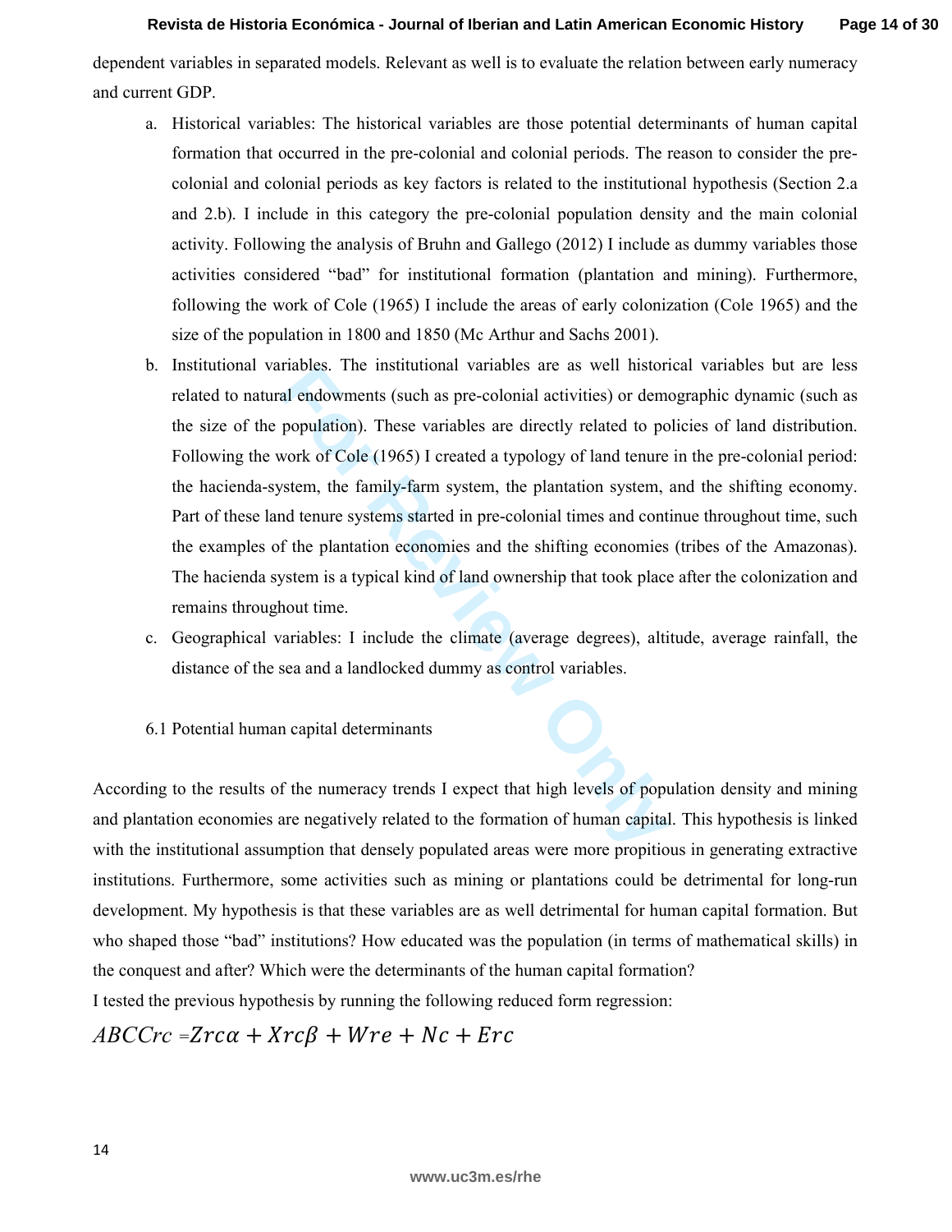dependent variables in separated models. Relevant as well is to evaluate the relation between early numeracy and current GDP.

a. Historical variables: The historical variables are those potential determinants of human capital formation that occurred in the pre-colonial and colonial periods. The reason to consider the pre-colonial and colonial periods as key factors is related to the institutional hypothesis (Section 2.a and 2.b). I include in this category the pre-colonial population density and the main colonial activity. Following the analysis of Bruhn and Gallego (2012) I include as dummy variables those activities considered "bad" for institutional formation (plantation and mining). Furthermore, following the work of Cole (1965) I include the areas of early colonization (Cole 1965) and the size of the population in 1800 and 1850 (Mc Arthur and Sachs 2001).
b. Institutional variables. The institutional variables are as well historical variables but are less related to natural endowments (such as pre-colonial activities) or demographic dynamic (such as the size of the population). These variables are directly related to policies of land distribution. Following the work of Cole (1965) I created a typology of land tenure in the pre-colonial period: the hacienda-system, the family-farm system, the plantation system, and the shifting economy. Part of these land tenure systems started in pre-colonial times and continue throughout time, such the examples of the plantation economies and the shifting economies (tribes of the Amazonas). The hacienda system is a typical kind of land ownership that took place after the colonization and remains throughout time.
c. Geographical variables: I include the climate (average degrees), altitude, average rainfall, the distance of the sea and a landlocked dummy as control variables.

6.1 Potential human capital determinants

According to the results of the numeracy trends I expect that high levels of population density and mining and plantation economies are negatively related to the formation of human capital. This hypothesis is linked with the institutional assumption that densely populated areas were more propitious in generating extractive institutions. Furthermore, some activities such as mining or plantations could be detrimental for long-run development. My hypothesis is that these variables are as well detrimental for human capital formation. But who shaped those "bad" institutions? How educated was the population (in terms of mathematical skills) in the conquest and after? Which were the determinants of the human capital formation?

I tested the previous hypothesis by running the following reduced form regression:

$$ABCCrc = Zrc\alpha + Xrc\beta + Wre + Nc + Erc$$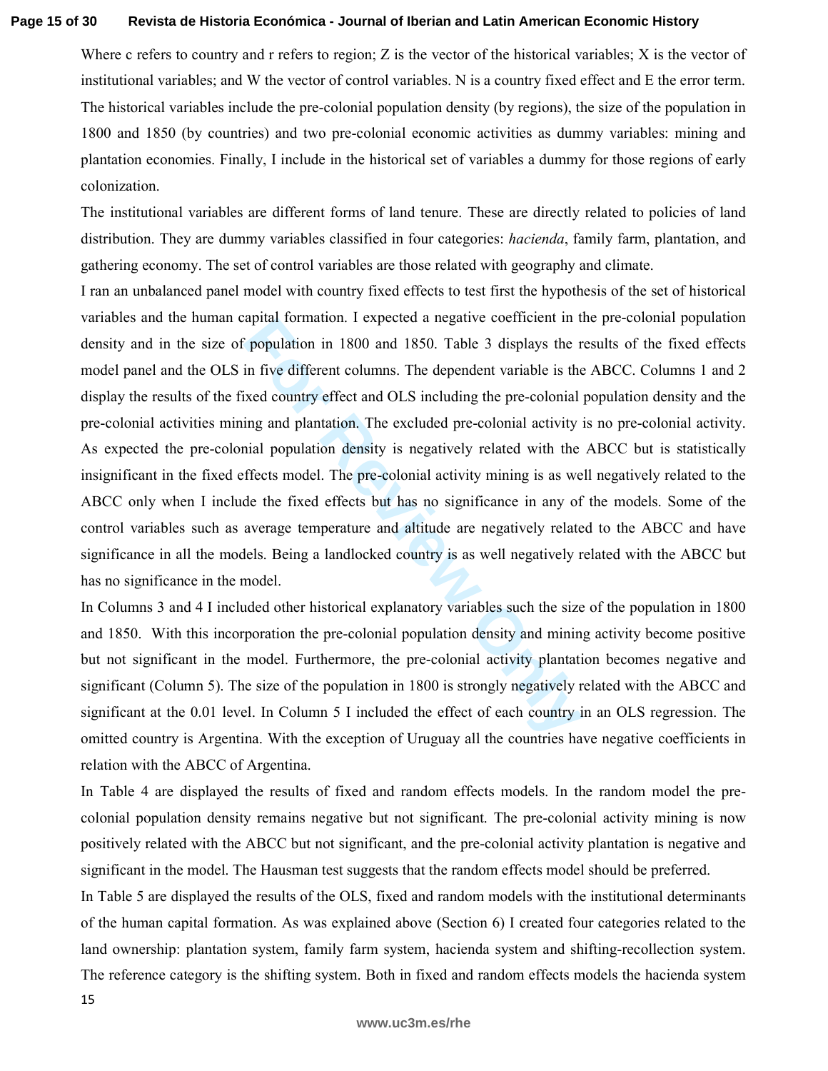Where c refers to country and r refers to region; Z is the vector of the historical variables; X is the vector of institutional variables; and W the vector of control variables. N is a country fixed effect and E the error term. The historical variables include the pre-colonial population density (by regions), the size of the population in 1800 and 1850 (by countries) and two pre-colonial economic activities as dummy variables: mining and plantation economies. Finally, I include in the historical set of variables a dummy for those regions of early colonization.

The institutional variables are different forms of land tenure. These are directly related to policies of land distribution. They are dummy variables classified in four categories: *hacienda*, family farm, plantation, and gathering economy. The set of control variables are those related with geography and climate.

I ran an unbalanced panel model with country fixed effects to test first the hypothesis of the set of historical variables and the human capital formation. I expected a negative coefficient in the pre-colonial population density and in the size of population in 1800 and 1850. Table 3 displays the results of the fixed effects model panel and the OLS in five different columns. The dependent variable is the ABCC. Columns 1 and 2 display the results of the fixed country effect and OLS including the pre-colonial population density and the pre-colonial activities mining and plantation. The excluded pre-colonial activity is no pre-colonial activity. As expected the pre-colonial population density is negatively related with the ABCC but is statistically insignificant in the fixed effects model. The pre-colonial activity mining is as well negatively related to the ABCC only when I include the fixed effects but has no significance in any of the models. Some of the control variables such as average temperature and altitude are negatively related to the ABCC and have significance in all the models. Being a landlocked country is as well negatively related with the ABCC but has no significance in the model.

In Columns 3 and 4 I included other historical explanatory variables such the size of the population in 1800 and 1850. With this incorporation the pre-colonial population density and mining activity become positive but not significant in the model. Furthermore, the pre-colonial activity plantation becomes negative and significant (Column 5). The size of the population in 1800 is strongly negatively related with the ABCC and significant at the 0.01 level. In Column 5 I included the effect of each country in an OLS regression. The omitted country is Argentina. With the exception of Uruguay all the countries have negative coefficients in relation with the ABCC of Argentina.

In Table 4 are displayed the results of fixed and random effects models. In the random model the pre-colonial population density remains negative but not significant. The pre-colonial activity mining is now positively related with the ABCC but not significant, and the pre-colonial activity plantation is negative and significant in the model. The Hausman test suggests that the random effects model should be preferred.

In Table 5 are displayed the results of the OLS, fixed and random models with the institutional determinants of the human capital formation. As was explained above (Section 6) I created four categories related to the land ownership: plantation system, family farm system, hacienda system and shifting-recollection system. The reference category is the shifting system. Both in fixed and random effects models the hacienda system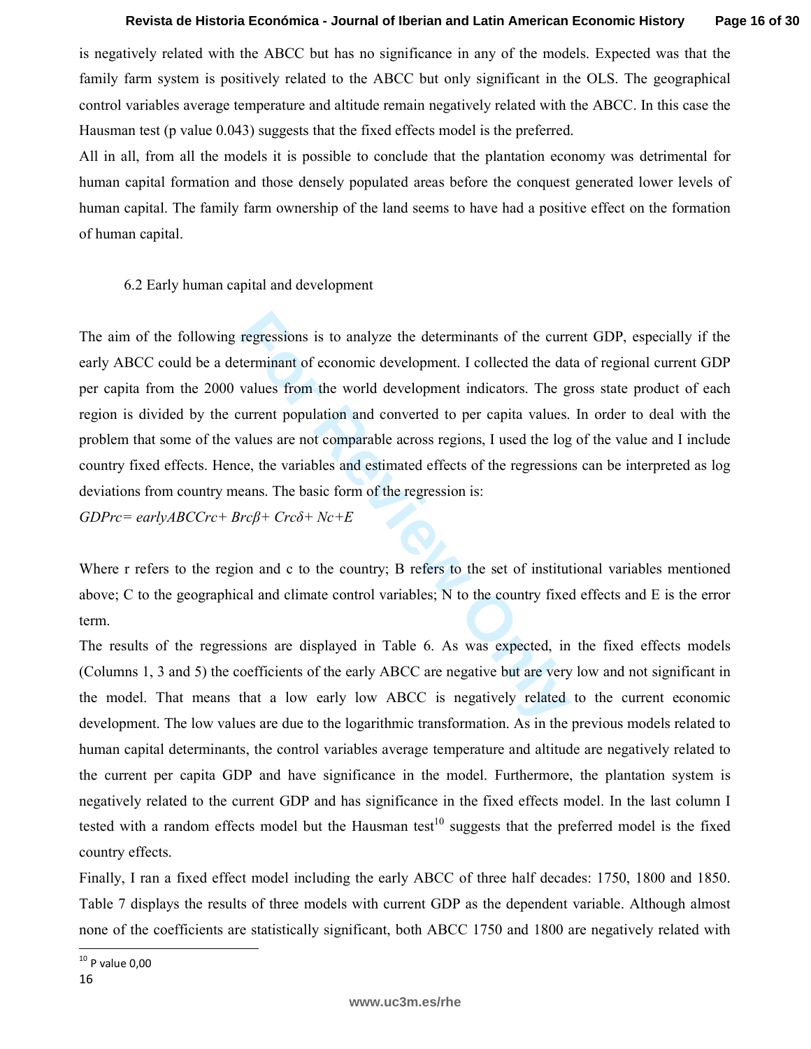is negatively related with the ABCC but has no significance in any of the models. Expected was that the family farm system is positively related to the ABCC but only significant in the OLS. The geographical control variables average temperature and altitude remain negatively related with the ABCC. In this case the Hausman test (p value 0.043) suggests that the fixed effects model is the preferred.

All in all, from all the models it is possible to conclude that the plantation economy was detrimental for human capital formation and those densely populated areas before the conquest generated lower levels of human capital. The family farm ownership of the land seems to have had a positive effect on the formation of human capital.

### 6.2 Early human capital and development

The aim of the following regressions is to analyze the determinants of the current GDP, especially if the early ABCC could be a determinant of economic development. I collected the data of regional current GDP per capita from the 2000 values from the world development indicators. The gross state product of each region is divided by the current population and converted to per capita values. In order to deal with the problem that some of the values are not comparable across regions, I used the log of the value and I include country fixed effects. Hence, the variables and estimated effects of the regressions can be interpreted as log deviations from country means. The basic form of the regression is:

$$GDP_{rc} = earlyABCC_{rc} + B_{rc}\beta + C_{rc}\delta + N_c + E$$

Where r refers to the region and c to the country; B refers to the set of institutional variables mentioned above; C to the geographical and climate control variables; N to the country fixed effects and E is the error term.

The results of the regressions are displayed in Table 6. As was expected, in the fixed effects models (Columns 1, 3 and 5) the coefficients of the early ABCC are negative but are very low and not significant in the model. That means that a low early low ABCC is negatively related to the current economic development. The low values are due to the logarithmic transformation. As in the previous models related to human capital determinants, the control variables average temperature and altitude are negatively related to the current per capita GDP and have significance in the model. Furthermore, the plantation system is negatively related to the current GDP and has significance in the fixed effects model. In the last column I tested with a random effects model but the Hausman test[10] suggests that the preferred model is the fixed country effects.

Finally, I ran a fixed effect model including the early ABCC of three half decades: 1750, 1800 and 1850. Table 7 displays the results of three models with current GDP as the dependent variable. Although almost none of the coefficients are statistically significant, both ABCC 1750 and 1800 are negatively related with

[10] P value 0,00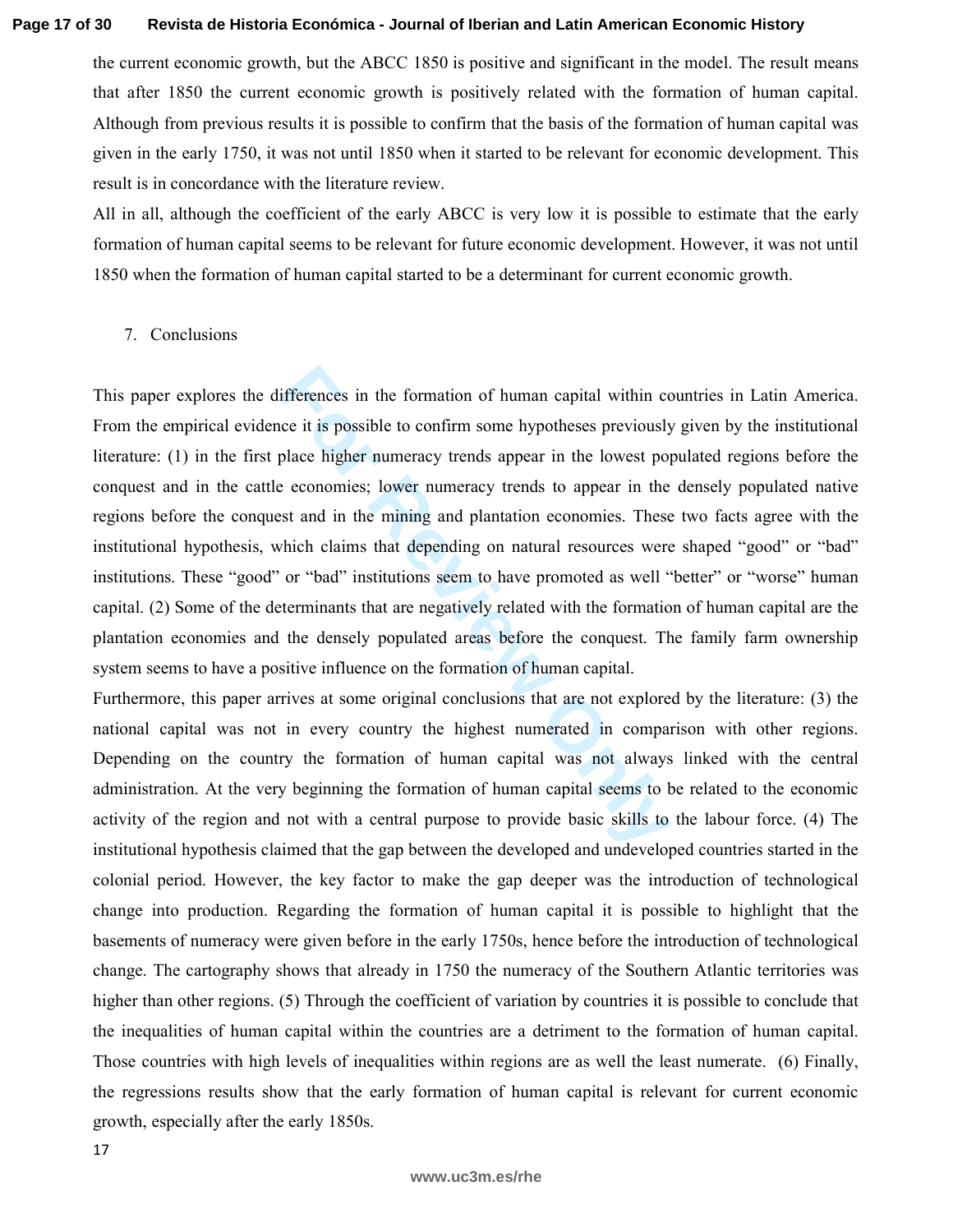the current economic growth, but the ABCC 1850 is positive and significant in the model. The result means that after 1850 the current economic growth is positively related with the formation of human capital. Although from previous results it is possible to confirm that the basis of the formation of human capital was given in the early 1750, it was not until 1850 when it started to be relevant for economic development. This result is in concordance with the literature review.

All in all, although the coefficient of the early ABCC is very low it is possible to estimate that the early formation of human capital seems to be relevant for future economic development. However, it was not until 1850 when the formation of human capital started to be a determinant for current economic growth.

## 7. Conclusions

This paper explores the differences in the formation of human capital within countries in Latin America. From the empirical evidence it is possible to confirm some hypotheses previously given by the institutional literature: (1) in the first place higher numeracy trends appear in the lowest populated regions before the conquest and in the cattle economies; lower numeracy trends to appear in the densely populated native regions before the conquest and in the mining and plantation economies. These two facts agree with the institutional hypothesis, which claims that depending on natural resources were shaped "good" or "bad" institutions. These "good" or "bad" institutions seem to have promoted as well "better" or "worse" human capital. (2) Some of the determinants that are negatively related with the formation of human capital are the plantation economies and the densely populated areas before the conquest. The family farm ownership system seems to have a positive influence on the formation of human capital.

Furthermore, this paper arrives at some original conclusions that are not explored by the literature: (3) the national capital was not in every country the highest numerated in comparison with other regions. Depending on the country the formation of human capital was not always linked with the central administration. At the very beginning the formation of human capital seems to be related to the economic activity of the region and not with a central purpose to provide basic skills to the labour force. (4) The institutional hypothesis claimed that the gap between the developed and undeveloped countries started in the colonial period. However, the key factor to make the gap deeper was the introduction of technological change into production. Regarding the formation of human capital it is possible to highlight that the basements of numeracy were given before in the early 1750s, hence before the introduction of technological change. The cartography shows that already in 1750 the numeracy of the Southern Atlantic territories was higher than other regions. (5) Through the coefficient of variation by countries it is possible to conclude that the inequalities of human capital within the countries are a detriment to the formation of human capital. Those countries with high levels of inequalities within regions are as well the least numerate. (6) Finally, the regressions results show that the early formation of human capital is relevant for current economic growth, especially after the early 1850s.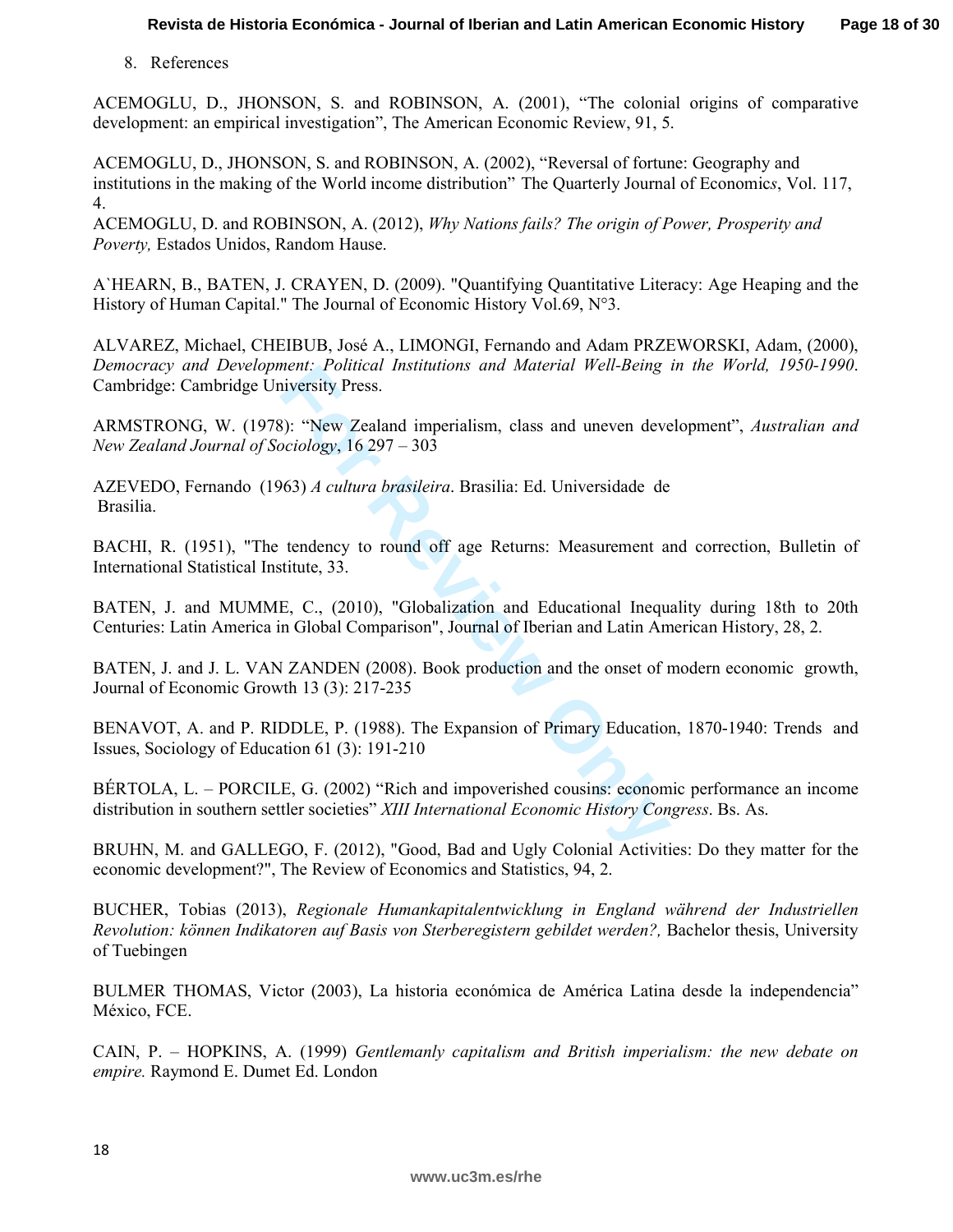8. References

ACEMOGLU, D., JHONSON, S. and ROBINSON, A. (2001), "The colonial origins of comparative development: an empirical investigation", The American Economic Review, 91, 5.

ACEMOGLU, D., JHONSON, S. and ROBINSON, A. (2002), "Reversal of fortune: Geography and institutions in the making of the World income distribution" The Quarterly Journal of Economics, Vol. 117, 4.

ACEMOGLU, D. and ROBINSON, A. (2012), *Why Nations fails? The origin of Power, Prosperity and Poverty,* Estados Unidos, Random Hause.

A`HEARN, B., BATEN, J. CRAYEN, D. (2009). "Quantifying Quantitative Literacy: Age Heaping and the History of Human Capital." The Journal of Economic History Vol.69, N°3.

ALVAREZ, Michael, CHEIBUB, José A., LIMONGI, Fernando and Adam PRZEWORSKI, Adam, (2000), *Democracy and Development: Political Institutions and Material Well-Being in the World, 1950-1990*. Cambridge: Cambridge University Press.

ARMSTRONG, W. (1978): "New Zealand imperialism, class and uneven development", *Australian and New Zealand Journal of Sociology*, 16 297 – 303

AZEVEDO, Fernando (1963) *A cultura brasileira*. Brasilia: Ed. Universidade de Brasilia.

BACHI, R. (1951), "The tendency to round off age Returns: Measurement and correction, Bulletin of International Statistical Institute, 33.

BATEN, J. and MUMME, C., (2010), "Globalization and Educational Inequality during 18th to 20th Centuries: Latin America in Global Comparison", Journal of Iberian and Latin American History, 28, 2.

BATEN, J. and J. L. VAN ZANDEN (2008). Book production and the onset of modern economic growth, Journal of Economic Growth 13 (3): 217-235

BENAVOT, A. and P. RIDDLE, P. (1988). The Expansion of Primary Education, 1870-1940: Trends and Issues, Sociology of Education 61 (3): 191-210

BÉRTOLA, L. – PORCILE, G. (2002) "Rich and impoverished cousins: economic performance an income distribution in southern settler societies" *XIII International Economic History Congress*. Bs. As.

BRUHN, M. and GALLEGO, F. (2012), "Good, Bad and Ugly Colonial Activities: Do they matter for the economic development?", The Review of Economics and Statistics, 94, 2.

BUCHER, Tobias (2013), *Regionale Humankapitalentwicklung in England während der Industriellen Revolution: können Indikatoren auf Basis von Sterberegistern gebildet werden?,* Bachelor thesis, University of Tuebingen

BULMER THOMAS, Victor (2003), La historia económica de América Latina desde la independencia" México, FCE.

CAIN, P. – HOPKINS, A. (1999) *Gentlemanly capitalism and British imperialism: the new debate on empire.* Raymond E. Dumet Ed. London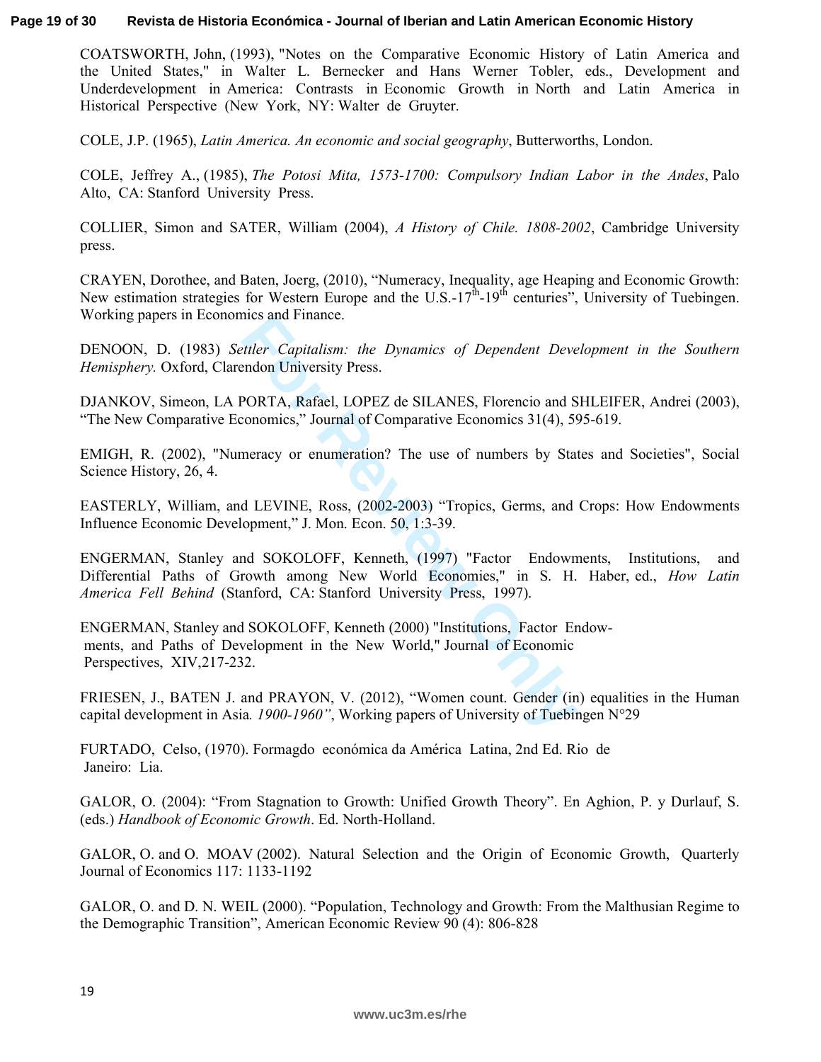COATSWORTH, John, (1993), "Notes on the Comparative Economic History of Latin America and the United States," in Walter L. Bernecker and Hans Werner Tobler, eds., Development and Underdevelopment in America: Contrasts in Economic Growth in North and Latin America in Historical Perspective (New York, NY: Walter de Gruyter.

COLE, J.P. (1965), *Latin America. An economic and social geography*, Butterworths, London.

COLE, Jeffrey A., (1985), *The Potosi Mita, 1573-1700: Compulsory Indian Labor in the Andes*, Palo Alto, CA: Stanford University Press.

COLLIER, Simon and SATER, William (2004), *A History of Chile. 1808-2002*, Cambridge University press.

CRAYEN, Dorothee, and Baten, Joerg, (2010), "Numeracy, Inequality, age Heaping and Economic Growth: New estimation strategies for Western Europe and the U.S.-17$^{th}$-19$^{th}$ centuries", University of Tuebingen. Working papers in Economics and Finance.

DENOON, D. (1983) *Settler Capitalism: the Dynamics of Dependent Development in the Southern Hemisphery.* Oxford, Clarendon University Press.

DJANKOV, Simeon, LA PORTA, Rafael, LOPEZ de SILANES, Florencio and SHLEIFER, Andrei (2003), "The New Comparative Economics," Journal of Comparative Economics 31(4), 595-619.

EMIGH, R. (2002), "Numeracy or enumeration? The use of numbers by States and Societies", Social Science History, 26, 4.

EASTERLY, William, and LEVINE, Ross, (2002-2003) "Tropics, Germs, and Crops: How Endowments Influence Economic Development," J. Mon. Econ. 50, 1:3-39.

ENGERMAN, Stanley and SOKOLOFF, Kenneth, (1997) "Factor Endowments, Institutions, and Differential Paths of Growth among New World Economies," in S. H. Haber, ed., *How Latin America Fell Behind* (Stanford, CA: Stanford University Press, 1997).

ENGERMAN, Stanley and SOKOLOFF, Kenneth (2000) "Institutions, Factor Endow-ments, and Paths of Development in the New World," Journal of Economic Perspectives, XIV,217-232.

FRIESEN, J., BATEN J. and PRAYON, V. (2012), "Women count. Gender (in) equalities in the Human capital development in Asia. *1900-1960"*, Working papers of University of Tuebingen N°29

FURTADO, Celso, (1970). Formagdo económica da América Latina, 2nd Ed. Rio de Janeiro: Lia.

GALOR, O. (2004): "From Stagnation to Growth: Unified Growth Theory". En Aghion, P. y Durlauf, S. (eds.) *Handbook of Economic Growth*. Ed. North-Holland.

GALOR, O. and O. MOAV (2002). Natural Selection and the Origin of Economic Growth, Quarterly Journal of Economics 117: 1133-1192

GALOR, O. and D. N. WEIL (2000). "Population, Technology and Growth: From the Malthusian Regime to the Demographic Transition", American Economic Review 90 (4): 806-828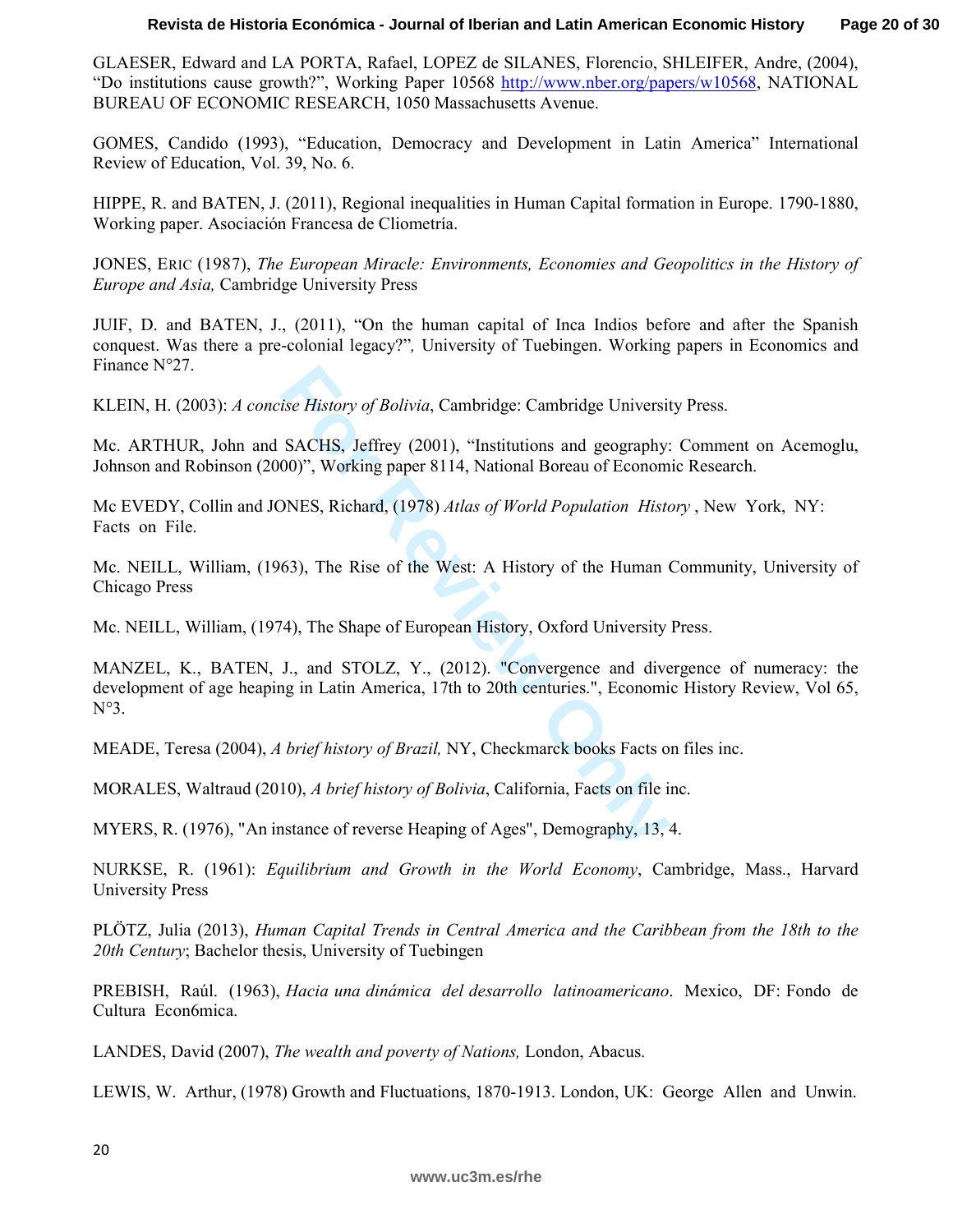GLAESER, Edward and LA PORTA, Rafael, LOPEZ de SILANES, Florencio, SHLEIFER, Andre, (2004), "Do institutions cause growth?", Working Paper 10568 http://www.nber.org/papers/w10568, NATIONAL BUREAU OF ECONOMIC RESEARCH, 1050 Massachusetts Avenue.

GOMES, Candido (1993), "Education, Democracy and Development in Latin America" International Review of Education, Vol. 39, No. 6.

HIPPE, R. and BATEN, J. (2011), Regional inequalities in Human Capital formation in Europe. 1790-1880, Working paper. Asociación Francesa de Cliometría.

JONES, ERIC (1987), *The European Miracle: Environments, Economies and Geopolitics in the History of Europe and Asia,* Cambridge University Press

JUIF, D. and BATEN, J., (2011), "On the human capital of Inca Indios before and after the Spanish conquest. Was there a pre-colonial legacy?"*,* University of Tuebingen. Working papers in Economics and Finance N°27.

KLEIN, H. (2003): *A concise History of Bolivia*, Cambridge: Cambridge University Press.

Mc. ARTHUR, John and SACHS, Jeffrey (2001), "Institutions and geography: Comment on Acemoglu, Johnson and Robinson (2000)", Working paper 8114, National Boreau of Economic Research.

Mc EVEDY, Collin and JONES, Richard, (1978) *Atlas of World Population History* , New York, NY: Facts on File.

Mc. NEILL, William, (1963), The Rise of the West: A History of the Human Community, University of Chicago Press

Mc. NEILL, William, (1974), The Shape of European History, Oxford University Press.

MANZEL, K., BATEN, J., and STOLZ, Y., (2012). "Convergence and divergence of numeracy: the development of age heaping in Latin America, 17th to 20th centuries.", Economic History Review, Vol 65, N°3.

MEADE, Teresa (2004), *A brief history of Brazil,* NY, Checkmarck books Facts on files inc.

MORALES, Waltraud (2010), *A brief history of Bolivia*, California, Facts on file inc.

MYERS, R. (1976), "An instance of reverse Heaping of Ages", Demography, 13, 4.

NURKSE, R. (1961): *Equilibrium and Growth in the World Economy*, Cambridge, Mass., Harvard University Press

PLÖTZ, Julia (2013), *Human Capital Trends in Central America and the Caribbean from the 18th to the 20th Century*; Bachelor thesis, University of Tuebingen

PREBISH, Raúl. (1963), *Hacia una dinámica del desarrollo latinoamericano*. Mexico, DF: Fondo de Cultura Econ6mica.

LANDES, David (2007), *The wealth and poverty of Nations,* London, Abacus.

LEWIS, W. Arthur, (1978) Growth and Fluctuations, 1870-1913. London, UK: George Allen and Unwin.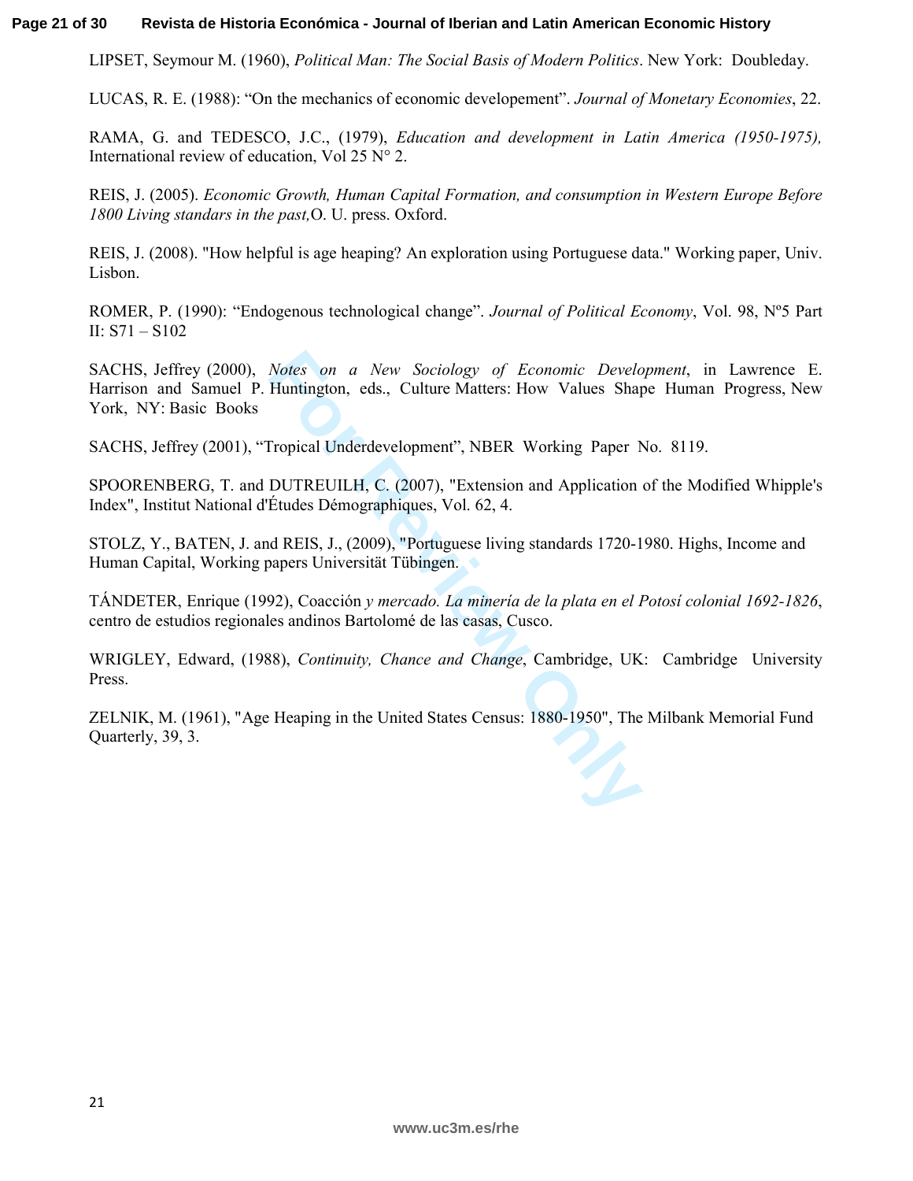LIPSET, Seymour M. (1960), *Political Man: The Social Basis of Modern Politics*. New York: Doubleday.

LUCAS, R. E. (1988): "On the mechanics of economic developement". *Journal of Monetary Economies*, 22.

RAMA, G. and TEDESCO, J.C., (1979), *Education and development in Latin America (1950-1975),* International review of education, Vol 25 N° 2.

REIS, J. (2005). *Economic Growth, Human Capital Formation, and consumption in Western Europe Before 1800 Living standards in the past,*O. U. press. Oxford.

REIS, J. (2008). "How helpful is age heaping? An exploration using Portuguese data." Working paper, Univ. Lisbon.

ROMER, P. (1990): "Endogenous technological change". *Journal of Political Economy*, Vol. 98, Nº5 Part II: S71 – S102

SACHS, Jeffrey (2000), *Notes on a New Sociology of Economic Development*, in Lawrence E. Harrison and Samuel P. Huntington, eds., Culture Matters: How Values Shape Human Progress, New York, NY: Basic Books

SACHS, Jeffrey (2001), "Tropical Underdevelopment", NBER Working Paper No. 8119.

SPOORENBERG, T. and DUTREUILH, C. (2007), "Extension and Application of the Modified Whipple's Index", Institut National d'Études Démographiques, Vol. 62, 4.

STOLZ, Y., BATEN, J. and REIS, J., (2009), "Portuguese living standards 1720-1980. Highs, Income and Human Capital, Working papers Universität Tübingen.

TÁNDETER, Enrique (1992), Coacción *y mercado. La minería de la plata en el Potosí colonial 1692-1826*, centro de estudios regionales andinos Bartolomé de las casas, Cusco.

WRIGLEY, Edward, (1988), *Continuity, Chance and Change*, Cambridge, UK: Cambridge University Press.

ZELNIK, M. (1961), "Age Heaping in the United States Census: 1880-1950", The Milbank Memorial Fund Quarterly, 39, 3.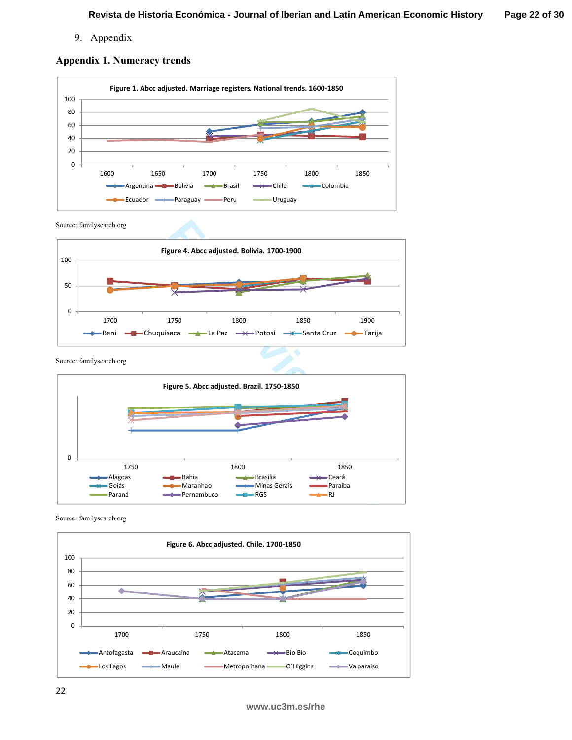9. Appendix

## Appendix 1. Numeracy trends

**Figure 1. Abcc adjusted. Marriage registers. National trends. 1600-1850**

Source: familysearch.org

**Figure 4. Abcc adjusted. Bolivia. 1700-1900**

Source: familysearch.org

**Figure 5. Abcc adjusted. Brazil. 1750-1850**

Source: familysearch.org

**Figure 6. Abcc adjusted. Chile. 1700-1850**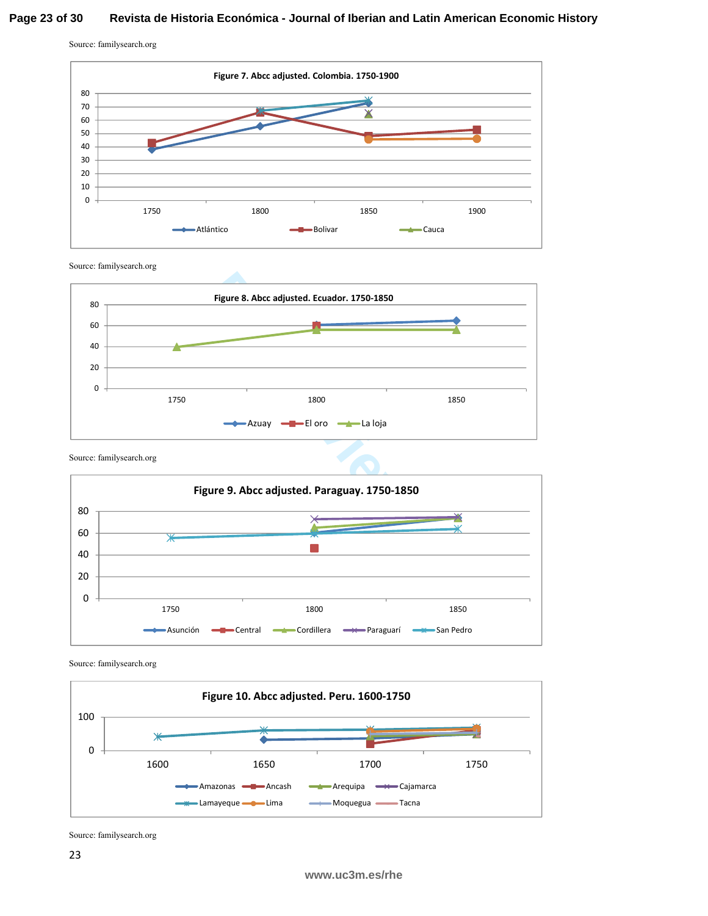Source: familysearch.org

**Figure 7. Abcc adjusted. Colombia. 1750-1900**

Source: familysearch.org

**Figure 8. Abcc adjusted. Ecuador. 1750-1850**

Source: familysearch.org

**Figure 9. Abcc adjusted. Paraguay. 1750-1850**

Source: familysearch.org

**Figure 10. Abcc adjusted. Peru. 1600-1750**

Source: familysearch.org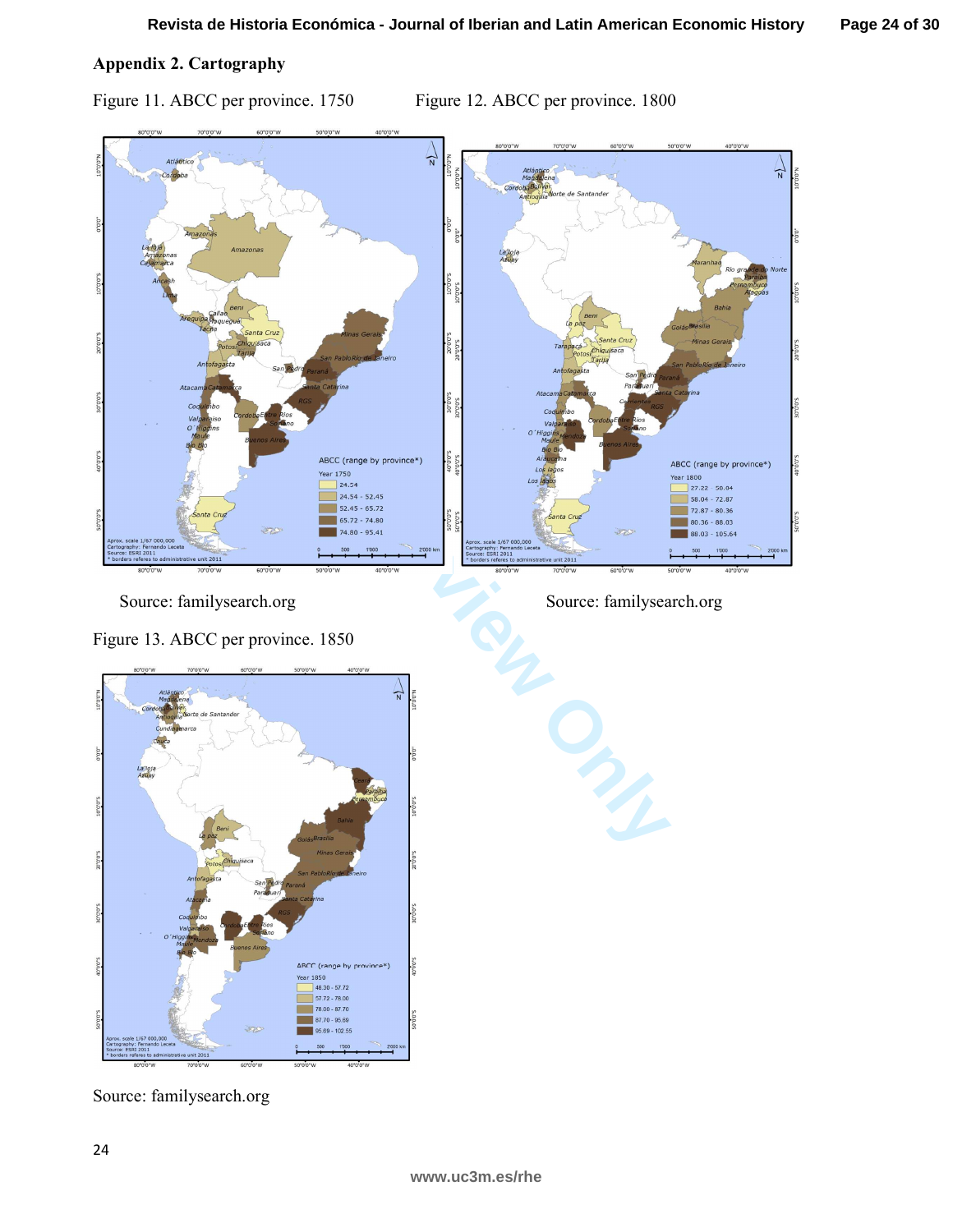## Appendix 2. Cartography

Figure 11. ABCC per province. 1750

Source: familysearch.org

Figure 12. ABCC per province. 1800

Source: familysearch.org

Figure 13. ABCC per province. 1850

Source: familysearch.org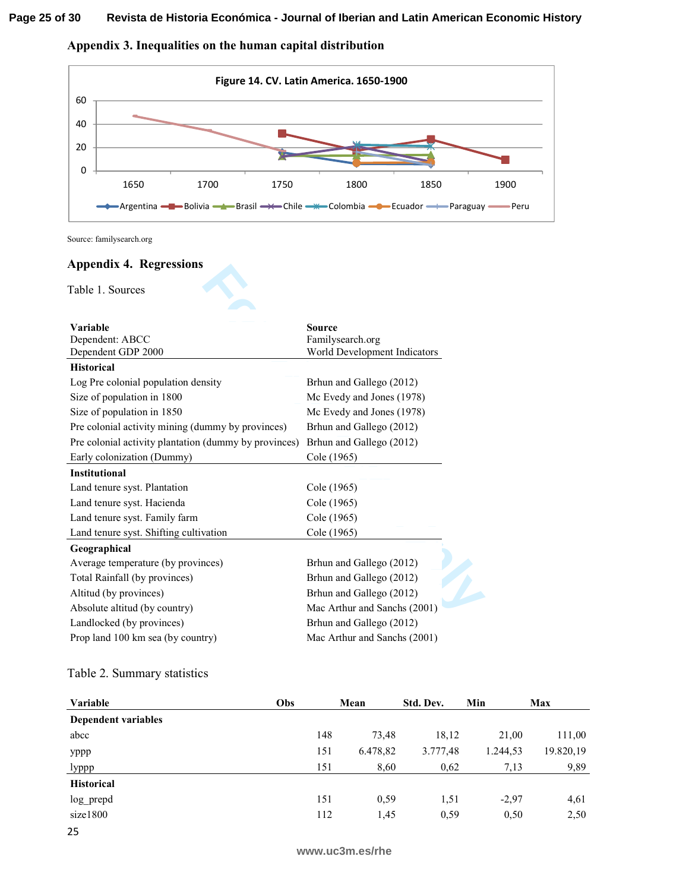## Appendix 3. Inequalities on the human capital distribution

**Figure 14. CV. Latin America. 1650-1900**

Source: familysearch.org

## Appendix 4. Regressions

Table 1. Sources

| Variable | Source |
|---|---|
| Dependent: ABCC | Familysearch.org |
| Dependent GDP 2000 | World Development Indicators |
| **Historical** | |
| Log Pre colonial population density | Brhun and Gallego (2012) |
| Size of population in 1800 | Mc Evedy and Jones (1978) |
| Size of population in 1850 | Mc Evedy and Jones (1978) |
| Pre colonial activity mining (dummy by provinces) | Brhun and Gallego (2012) |
| Pre colonial activity plantation (dummy by provinces) | Brhun and Gallego (2012) |
| Early colonization (Dummy) | Cole (1965) |
| **Institutional** | |
| Land tenure syst. Plantation | Cole (1965) |
| Land tenure syst. Hacienda | Cole (1965) |
| Land tenure syst. Family farm | Cole (1965) |
| Land tenure syst. Shifting cultivation | Cole (1965) |
| **Geographical** | |
| Average temperature (by provinces) | Brhun and Gallego (2012) |
| Total Rainfall (by provinces) | Brhun and Gallego (2012) |
| Altitud (by provinces) | Brhun and Gallego (2012) |
| Absolute altitud (by country) | Mac Arthur and Sanchs (2001) |
| Landlocked (by provinces) | Brhun and Gallego (2012) |
| Prop land 100 km sea (by country) | Mac Arthur and Sanchs (2001) |

Table 2. Summary statistics

| Variable | Obs | Mean | Std. Dev. | Min | Max |
|---|---|---|---|---|---|
| **Dependent variables** | | | | | |
| abcc | 148 | 73,48 | 18,12 | 21,00 | 111,00 |
| yppp | 151 | 6.478,82 | 3.777,48 | 1.244,53 | 19.820,19 |
| lyppp | 151 | 8,60 | 0,62 | 7,13 | 9,89 |
| **Historical** | | | | | |
| log_prepd | 151 | 0,59 | 1,51 | -2,97 | 4,61 |
| size1800 | 112 | 1,45 | 0,59 | 0,50 | 2,50 |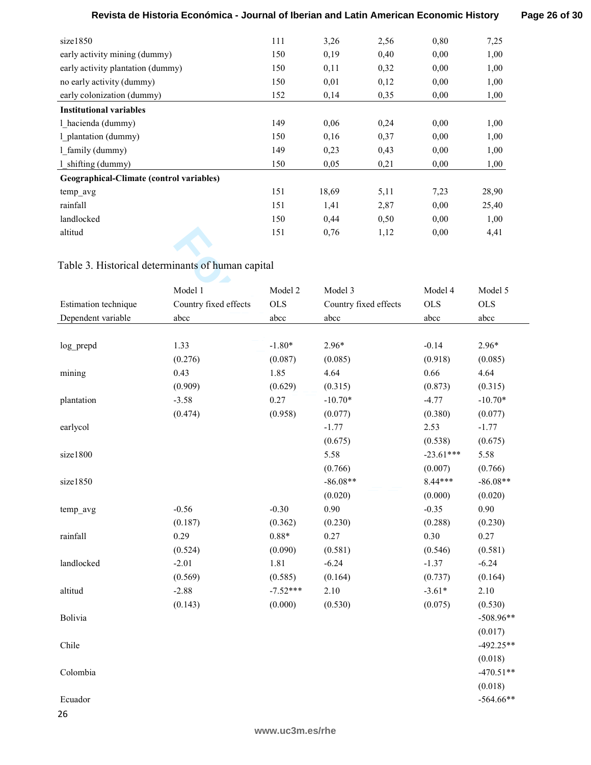| | | | | | |
|---|---|---|---|---|---|
| size1850 | 111 | 3,26 | 2,56 | 0,80 | 7,25 |
| early activity mining (dummy) | 150 | 0,19 | 0,40 | 0,00 | 1,00 |
| early activity plantation (dummy) | 150 | 0,11 | 0,32 | 0,00 | 1,00 |
| no early activity (dummy) | 150 | 0,01 | 0,12 | 0,00 | 1,00 |
| early colonization (dummy) | 152 | 0,14 | 0,35 | 0,00 | 1,00 |
| **Institutional variables** | | | | | |
| l_hacienda (dummy) | 149 | 0,06 | 0,24 | 0,00 | 1,00 |
| l_plantation (dummy) | 150 | 0,16 | 0,37 | 0,00 | 1,00 |
| l_family (dummy) | 149 | 0,23 | 0,43 | 0,00 | 1,00 |
| l_shifting (dummy) | 150 | 0,05 | 0,21 | 0,00 | 1,00 |
| **Geographical-Climate (control variables)** | | | | | |
| temp_avg | 151 | 18,69 | 5,11 | 7,23 | 28,90 |
| rainfall | 151 | 1,41 | 2,87 | 0,00 | 25,40 |
| landlocked | 150 | 0,44 | 0,50 | 0,00 | 1,00 |
| altitud | 151 | 0,76 | 1,12 | 0,00 | 4,41 |

Table 3. Historical determinants of human capital

| | Model 1 | Model 2 | Model 3 | Model 4 | Model 5 |
|---|---|---|---|---|---|
| Estimation technique | Country fixed effects | OLS | Country fixed effects | OLS | OLS |
| Dependent variable | abcc | abcc | abcc | abcc | abcc |
| log_prepd | 1.33 | -1.80* | 2.96* | -0.14 | 2.96* |
| | (0.276) | (0.087) | (0.085) | (0.918) | (0.085) |
| mining | 0.43 | 1.85 | 4.64 | 0.66 | 4.64 |
| | (0.909) | (0.629) | (0.315) | (0.873) | (0.315) |
| plantation | -3.58 | 0.27 | -10.70* | -4.77 | -10.70* |
| | (0.474) | (0.958) | (0.077) | (0.380) | (0.077) |
| earlycol | | | -1.77 | 2.53 | -1.77 |
| | | | (0.675) | (0.538) | (0.675) |
| size1800 | | | 5.58 | -23.61*** | 5.58 |
| | | | (0.766) | (0.007) | (0.766) |
| size1850 | | | -86.08** | 8.44*** | -86.08** |
| | | | (0.020) | (0.000) | (0.020) |
| temp_avg | -0.56 | -0.30 | 0.90 | -0.35 | 0.90 |
| | (0.187) | (0.362) | (0.230) | (0.288) | (0.230) |
| rainfall | 0.29 | 0.88* | 0.27 | 0.30 | 0.27 |
| | (0.524) | (0.090) | (0.581) | (0.546) | (0.581) |
| landlocked | -2.01 | 1.81 | -6.24 | -1.37 | -6.24 |
| | (0.569) | (0.585) | (0.164) | (0.737) | (0.164) |
| altitud | -2.88 | -7.52*** | 2.10 | -3.61* | 2.10 |
| | (0.143) | (0.000) | (0.530) | (0.075) | (0.530) |
| Bolivia | | | | | -508.96** |
| | | | | | (0.017) |
| Chile | | | | | -492.25** |
| | | | | | (0.018) |
| Colombia | | | | | -470.51** |
| | | | | | (0.018) |
| Ecuador | | | | | -564.66** |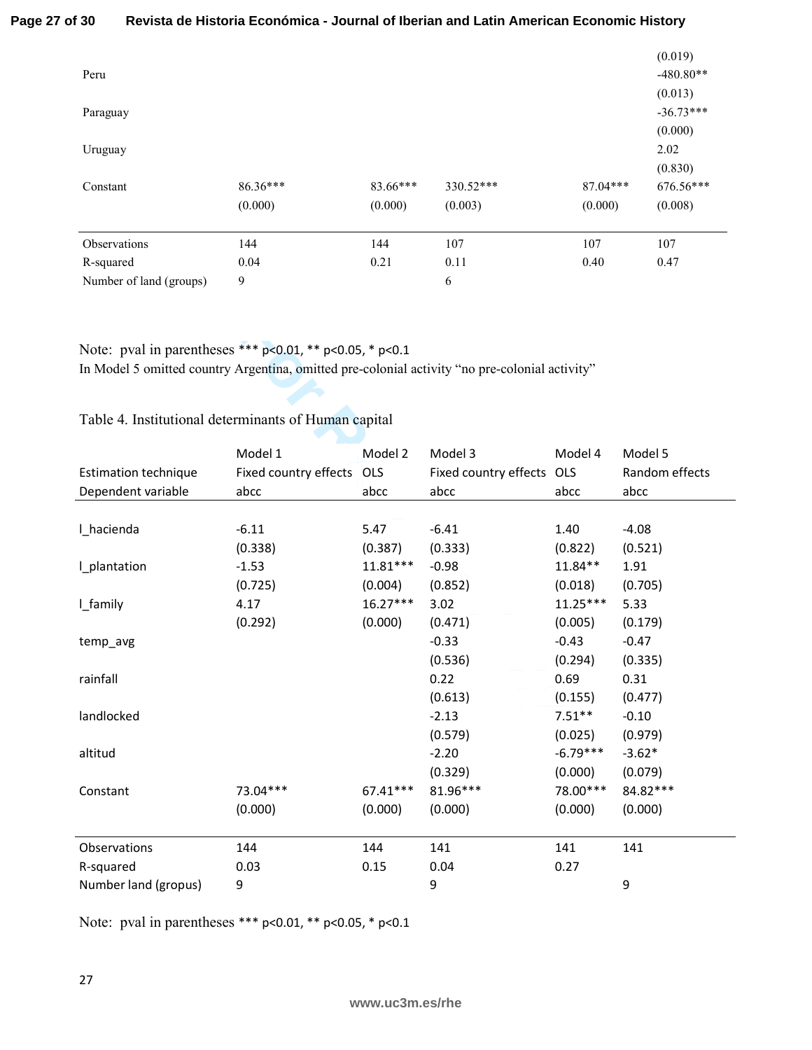|  |  |  |  |  |  |
|---|---|---|---|---|---|
|  |  |  |  |  | (0.019) |
| Peru |  |  |  |  | -480.80** |
|  |  |  |  |  | (0.013) |
| Paraguay |  |  |  |  | -36.73*** |
|  |  |  |  |  | (0.000) |
| Uruguay |  |  |  |  | 2.02 |
|  |  |  |  |  | (0.830) |
| Constant | 86.36*** | 83.66*** | 330.52*** | 87.04*** | 676.56*** |
|  | (0.000) | (0.000) | (0.003) | (0.000) | (0.008) |
| Observations | 144 | 144 | 107 | 107 | 107 |
| R-squared | 0.04 | 0.21 | 0.11 | 0.40 | 0.47 |
| Number of land (groups) | 9 |  | 6 |  |  |

Note: pval in parentheses *** p<0.01, ** p<0.05, * p<0.1
In Model 5 omitted country Argentina, omitted pre-colonial activity "no pre-colonial activity"

Table 4. Institutional determinants of Human capital

|  | Model 1 | Model 2 | Model 3 | Model 4 | Model 5 |
|---|---|---|---|---|---|
| Estimation technique | Fixed country effects | OLS | Fixed country effects | OLS | Random effects |
| Dependent variable | abcc | abcc | abcc | abcc | abcc |
| l_hacienda | -6.11 | 5.47 | -6.41 | 1.40 | -4.08 |
|  | (0.338) | (0.387) | (0.333) | (0.822) | (0.521) |
| l_plantation | -1.53 | 11.81*** | -0.98 | 11.84** | 1.91 |
|  | (0.725) | (0.004) | (0.852) | (0.018) | (0.705) |
| l_family | 4.17 | 16.27*** | 3.02 | 11.25*** | 5.33 |
|  | (0.292) | (0.000) | (0.471) | (0.005) | (0.179) |
| temp_avg |  |  | -0.33 | -0.43 | -0.47 |
|  |  |  | (0.536) | (0.294) | (0.335) |
| rainfall |  |  | 0.22 | 0.69 | 0.31 |
|  |  |  | (0.613) | (0.155) | (0.477) |
| landlocked |  |  | -2.13 | 7.51** | -0.10 |
|  |  |  | (0.579) | (0.025) | (0.979) |
| altitud |  |  | -2.20 | -6.79*** | -3.62* |
|  |  |  | (0.329) | (0.000) | (0.079) |
| Constant | 73.04*** | 67.41*** | 81.96*** | 78.00*** | 84.82*** |
|  | (0.000) | (0.000) | (0.000) | (0.000) | (0.000) |
| Observations | 144 | 144 | 141 | 141 | 141 |
| R-squared | 0.03 | 0.15 | 0.04 | 0.27 |  |
| Number land (gropus) | 9 |  | 9 |  | 9 |

Note: pval in parentheses *** p<0.01, ** p<0.05, * p<0.1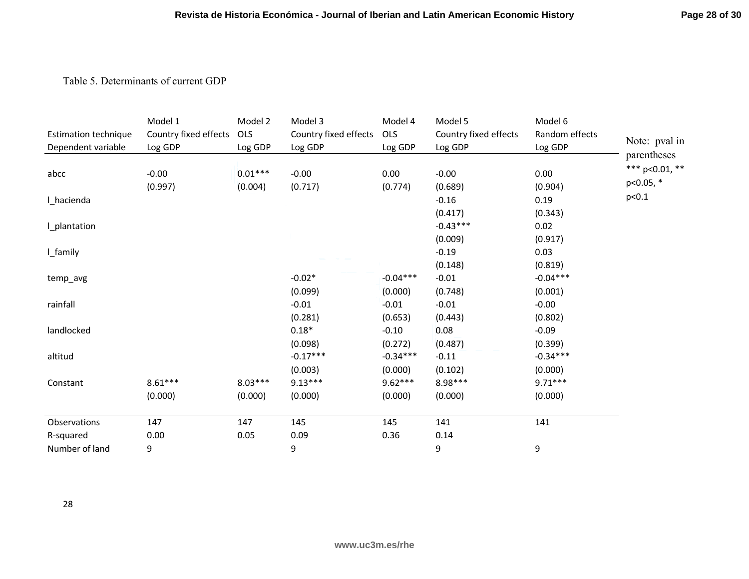Table 5. Determinants of current GDP

| | Model 1 | Model 2 | Model 3 | Model 4 | Model 5 | Model 6 |
|---|---|---|---|---|---|---|
| Estimation technique | Country fixed effects | OLS | Country fixed effects | OLS | Country fixed effects | Random effects |
| Dependent variable | Log GDP | Log GDP | Log GDP | Log GDP | Log GDP | Log GDP |
| abcc | -0.00 | 0.01*** | -0.00 | 0.00 | -0.00 | 0.00 |
| | (0.997) | (0.004) | (0.717) | (0.774) | (0.689) | (0.904) |
| l_hacienda | | | | | -0.16 | 0.19 |
| | | | | | (0.417) | (0.343) |
| l_plantation | | | | | -0.43*** | 0.02 |
| | | | | | (0.009) | (0.917) |
| l_family | | | | | -0.19 | 0.03 |
| | | | | | (0.148) | (0.819) |
| temp_avg | | | -0.02* | -0.04*** | -0.01 | -0.04*** |
| | | | (0.099) | (0.000) | (0.748) | (0.001) |
| rainfall | | | -0.01 | -0.01 | -0.01 | -0.00 |
| | | | (0.281) | (0.653) | (0.443) | (0.802) |
| landlocked | | | 0.18* | -0.10 | 0.08 | -0.09 |
| | | | (0.098) | (0.272) | (0.487) | (0.399) |
| altitud | | | -0.17*** | -0.34*** | -0.11 | -0.34*** |
| | | | (0.003) | (0.000) | (0.102) | (0.000) |
| Constant | 8.61*** | 8.03*** | 9.13*** | 9.62*** | 8.98*** | 9.71*** |
| | (0.000) | (0.000) | (0.000) | (0.000) | (0.000) | (0.000) |
| Observations | 147 | 147 | 145 | 145 | 141 | 141 |
| R-squared | 0.00 | 0.05 | 0.09 | 0.36 | 0.14 | |
| Number of land | 9 | | 9 | | 9 | 9 |

Note: pval in parentheses
*** p<0.01, ** p<0.05, * p<0.1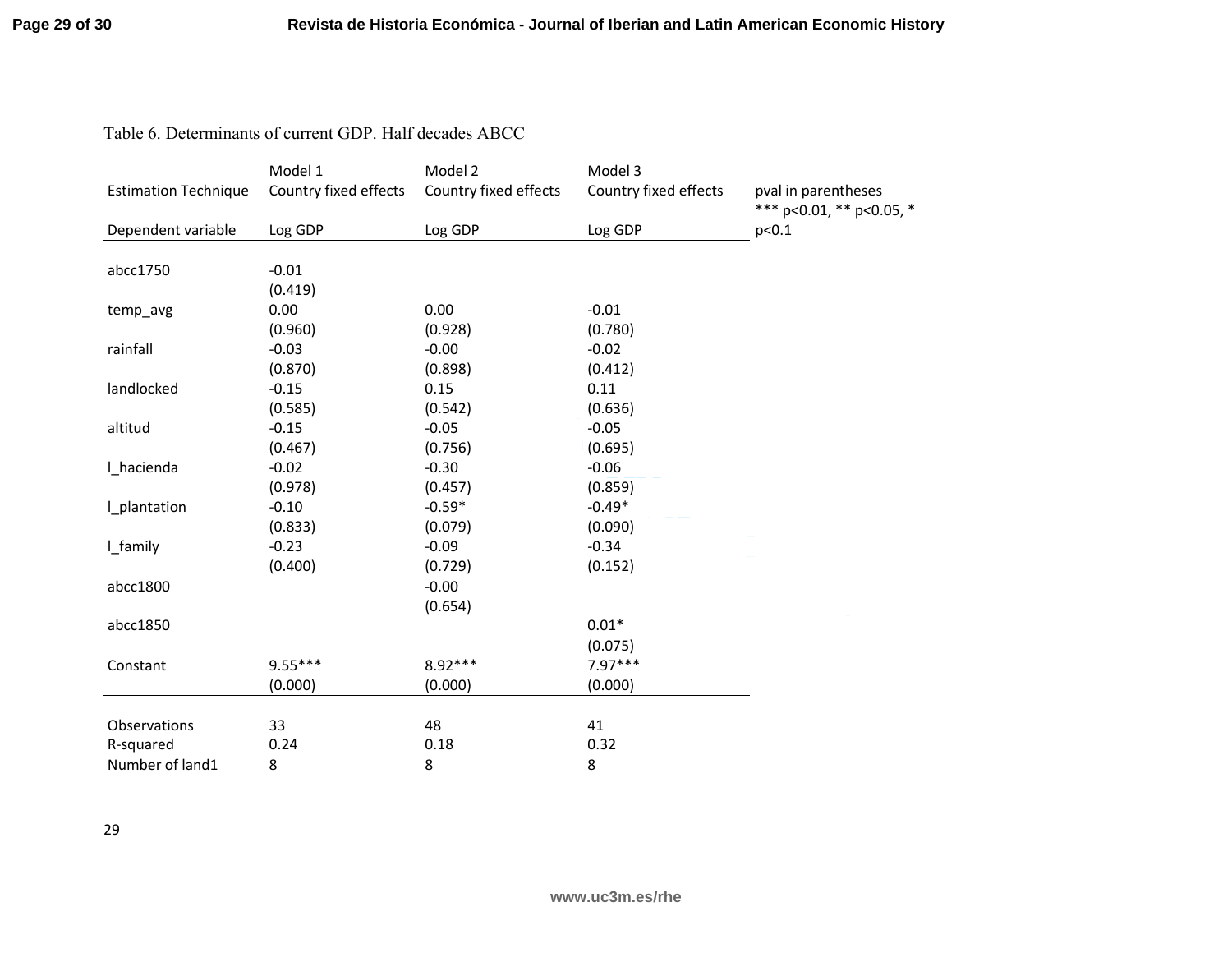Table 6. Determinants of current GDP. Half decades ABCC

| | Model 1 | Model 2 | Model 3 |
|---|---|---|---|
| Estimation Technique | Country fixed effects | Country fixed effects | Country fixed effects |
| Dependent variable | Log GDP | Log GDP | Log GDP |
| abcc1750 | -0.01 | | |
| | (0.419) | | |
| temp_avg | 0.00 | 0.00 | -0.01 |
| | (0.960) | (0.928) | (0.780) |
| rainfall | -0.03 | -0.00 | -0.02 |
| | (0.870) | (0.898) | (0.412) |
| landlocked | -0.15 | 0.15 | 0.11 |
| | (0.585) | (0.542) | (0.636) |
| altitud | -0.15 | -0.05 | -0.05 |
| | (0.467) | (0.756) | (0.695) |
| l_hacienda | -0.02 | -0.30 | -0.06 |
| | (0.978) | (0.457) | (0.859) |
| l_plantation | -0.10 | -0.59* | -0.49* |
| | (0.833) | (0.079) | (0.090) |
| l_family | -0.23 | -0.09 | -0.34 |
| | (0.400) | (0.729) | (0.152) |
| abcc1800 | | -0.00 | |
| | | (0.654) | |
| abcc1850 | | | 0.01* |
| | | | (0.075) |
| Constant | 9.55*** | 8.92*** | 7.97*** |
| | (0.000) | (0.000) | (0.000) |
| Observations | 33 | 48 | 41 |
| R-squared | 0.24 | 0.18 | 0.32 |
| Number of land1 | 8 | 8 | 8 |

pval in parentheses
*** p<0.01, ** p<0.05, * p<0.1